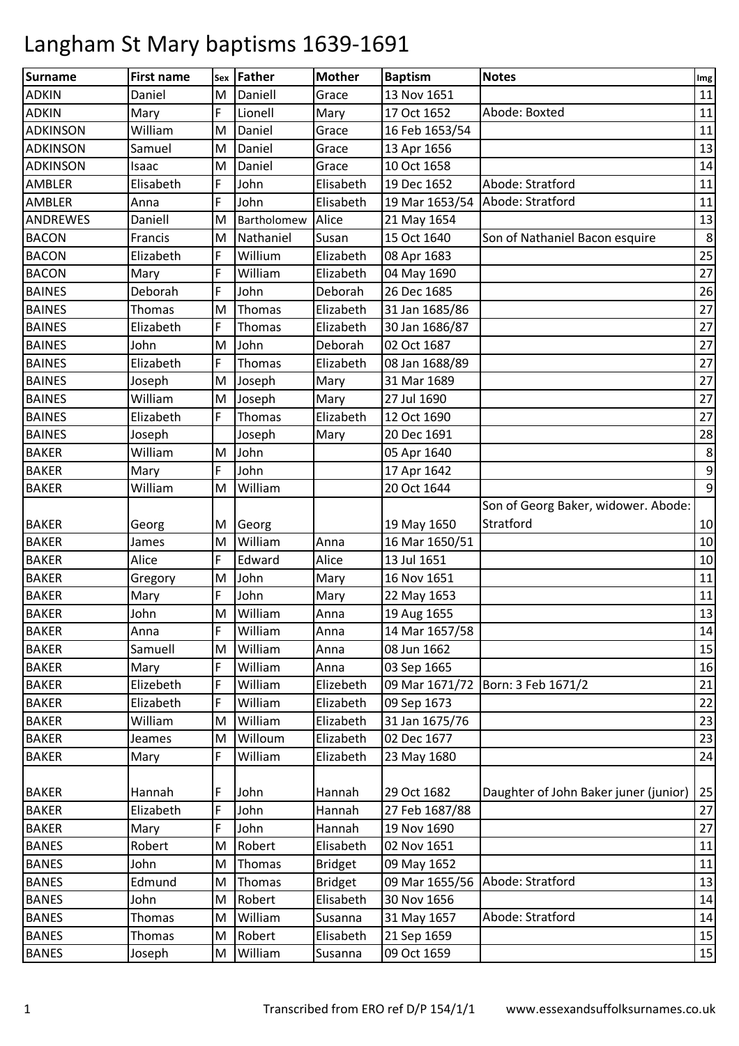# Langham St Mary baptisms 1639-1691

| Surname | First name | Sex | Father | Mother | Baptism | Notes | Img |
|---|---|---|---|---|---|---|---|
| ADKIN | Daniel | M | Daniell | Grace | 13 Nov 1651 | | 11 |
| ADKIN | Mary | F | Lionell | Mary | 17 Oct 1652 | Abode: Boxted | 11 |
| ADKINSON | William | M | Daniel | Grace | 16 Feb 1653/54 | | 11 |
| ADKINSON | Samuel | M | Daniel | Grace | 13 Apr 1656 | | 13 |
| ADKINSON | Isaac | M | Daniel | Grace | 10 Oct 1658 | | 14 |
| AMBLER | Elisabeth | F | John | Elisabeth | 19 Dec 1652 | Abode: Stratford | 11 |
| AMBLER | Anna | F | John | Elisabeth | 19 Mar 1653/54 | Abode: Stratford | 11 |
| ANDREWES | Daniell | M | Bartholomew | Alice | 21 May 1654 | | 13 |
| BACON | Francis | M | Nathaniel | Susan | 15 Oct 1640 | Son of Nathaniel Bacon esquire | 8 |
| BACON | Elizabeth | F | Willium | Elizabeth | 08 Apr 1683 | | 25 |
| BACON | Mary | F | William | Elizabeth | 04 May 1690 | | 27 |
| BAINES | Deborah | F | John | Deborah | 26 Dec 1685 | | 26 |
| BAINES | Thomas | M | Thomas | Elizabeth | 31 Jan 1685/86 | | 27 |
| BAINES | Elizabeth | F | Thomas | Elizabeth | 30 Jan 1686/87 | | 27 |
| BAINES | John | M | John | Deborah | 02 Oct 1687 | | 27 |
| BAINES | Elizabeth | F | Thomas | Elizabeth | 08 Jan 1688/89 | | 27 |
| BAINES | Joseph | M | Joseph | Mary | 31 Mar 1689 | | 27 |
| BAINES | William | M | Joseph | Mary | 27 Jul 1690 | | 27 |
| BAINES | Elizabeth | F | Thomas | Elizabeth | 12 Oct 1690 | | 27 |
| BAINES | Joseph | | Joseph | Mary | 20 Dec 1691 | | 28 |
| BAKER | William | M | John | | 05 Apr 1640 | | 8 |
| BAKER | Mary | F | John | | 17 Apr 1642 | | 9 |
| BAKER | William | M | William | | 20 Oct 1644 | | 9 |
| BAKER | Georg | M | Georg | | 19 May 1650 | Son of Georg Baker, widower. Abode: Stratford | 10 |
| BAKER | James | M | William | Anna | 16 Mar 1650/51 | | 10 |
| BAKER | Alice | F | Edward | Alice | 13 Jul 1651 | | 10 |
| BAKER | Gregory | M | John | Mary | 16 Nov 1651 | | 11 |
| BAKER | Mary | F | John | Mary | 22 May 1653 | | 11 |
| BAKER | John | M | William | Anna | 19 Aug 1655 | | 13 |
| BAKER | Anna | F | William | Anna | 14 Mar 1657/58 | | 14 |
| BAKER | Samuell | M | William | Anna | 08 Jun 1662 | | 15 |
| BAKER | Mary | F | William | Anna | 03 Sep 1665 | | 16 |
| BAKER | Elizebeth | F | William | Elizebeth | 09 Mar 1671/72 | Born: 3 Feb 1671/2 | 21 |
| BAKER | Elizabeth | F | William | Elizabeth | 09 Sep 1673 | | 22 |
| BAKER | William | M | William | Elizabeth | 31 Jan 1675/76 | | 23 |
| BAKER | Jeames | M | Willoum | Elizabeth | 02 Dec 1677 | | 23 |
| BAKER | Mary | F | William | Elizabeth | 23 May 1680 | | 24 |
| BAKER | Hannah | F | John | Hannah | 29 Oct 1682 | Daughter of John Baker juner (junior) | 25 |
| BAKER | Elizabeth | F | John | Hannah | 27 Feb 1687/88 | | 27 |
| BAKER | Mary | F | John | Hannah | 19 Nov 1690 | | 27 |
| BANES | Robert | M | Robert | Elisabeth | 02 Nov 1651 | | 11 |
| BANES | John | M | Thomas | Bridget | 09 May 1652 | | 11 |
| BANES | Edmund | M | Thomas | Bridget | 09 Mar 1655/56 | Abode: Stratford | 13 |
| BANES | John | M | Robert | Elisabeth | 30 Nov 1656 | | 14 |
| BANES | Thomas | M | William | Susanna | 31 May 1657 | Abode: Stratford | 14 |
| BANES | Thomas | M | Robert | Elisabeth | 21 Sep 1659 | | 15 |
| BANES | Joseph | M | William | Susanna | 09 Oct 1659 | | 15 |

Transcribed from ERO ref D/P 154/1/1 www.essexandsuffolksurnames.co.uk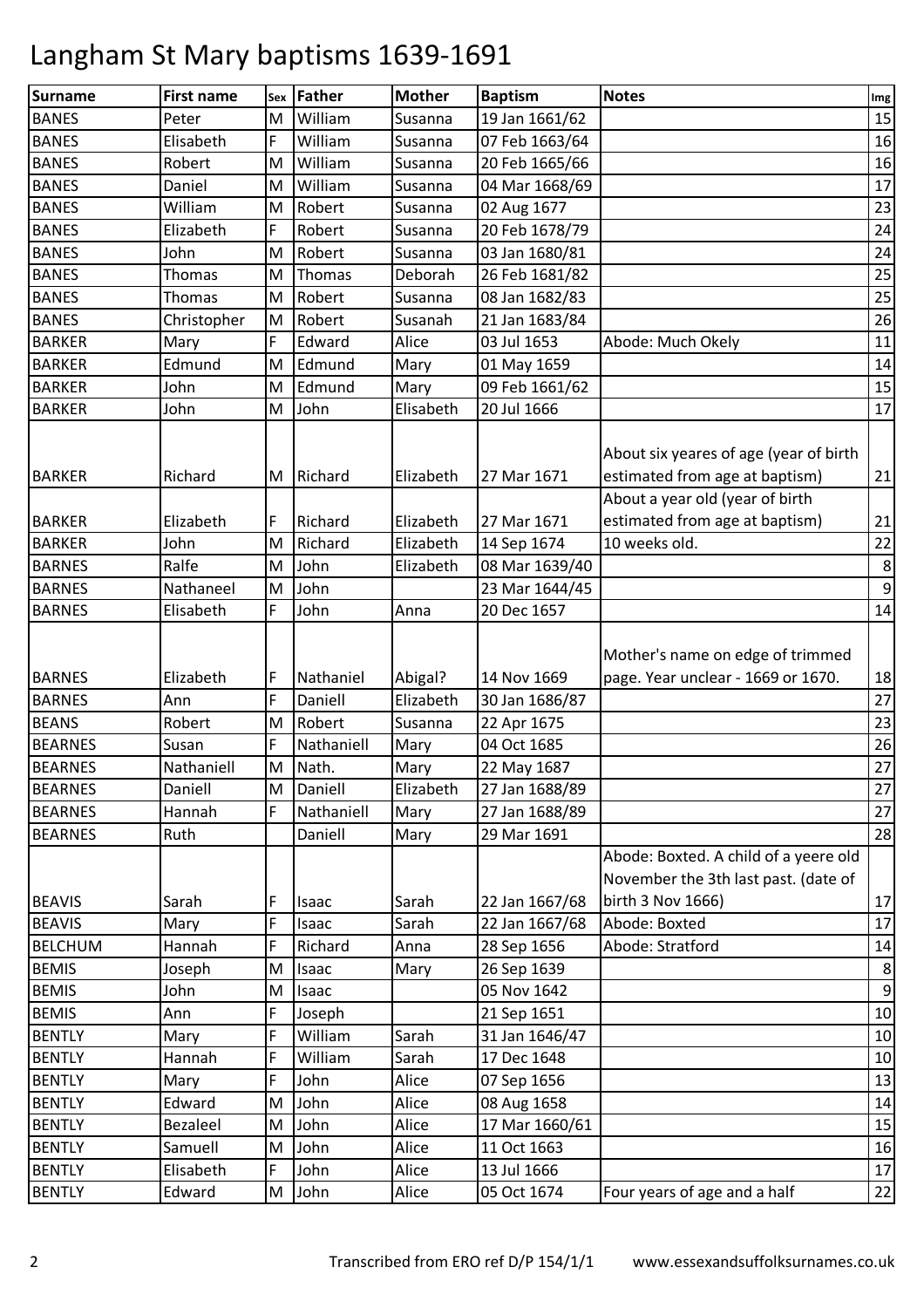# Langham St Mary baptisms 1639-1691

| Surname | First name | Sex | Father | Mother | Baptism | Notes | Img |
|---|---|---|---|---|---|---|---|
| BANES | Peter | M | William | Susanna | 19 Jan 1661/62 | | 15 |
| BANES | Elisabeth | F | William | Susanna | 07 Feb 1663/64 | | 16 |
| BANES | Robert | M | William | Susanna | 20 Feb 1665/66 | | 16 |
| BANES | Daniel | M | William | Susanna | 04 Mar 1668/69 | | 17 |
| BANES | William | M | Robert | Susanna | 02 Aug 1677 | | 23 |
| BANES | Elizabeth | F | Robert | Susanna | 20 Feb 1678/79 | | 24 |
| BANES | John | M | Robert | Susanna | 03 Jan 1680/81 | | 24 |
| BANES | Thomas | M | Thomas | Deborah | 26 Feb 1681/82 | | 25 |
| BANES | Thomas | M | Robert | Susanna | 08 Jan 1682/83 | | 25 |
| BANES | Christopher | M | Robert | Susanah | 21 Jan 1683/84 | | 26 |
| BARKER | Mary | F | Edward | Alice | 03 Jul 1653 | Abode: Much Okely | 11 |
| BARKER | Edmund | M | Edmund | Mary | 01 May 1659 | | 14 |
| BARKER | John | M | Edmund | Mary | 09 Feb 1661/62 | | 15 |
| BARKER | John | M | John | Elisabeth | 20 Jul 1666 | | 17 |
| BARKER | Richard | M | Richard | Elizabeth | 27 Mar 1671 | About six yeares of age (year of birth estimated from age at baptism) | 21 |
| BARKER | Elizabeth | F | Richard | Elizabeth | 27 Mar 1671 | About a year old (year of birth estimated from age at baptism) | 21 |
| BARKER | John | M | Richard | Elizabeth | 14 Sep 1674 | 10 weeks old. | 22 |
| BARNES | Ralfe | M | John | Elizabeth | 08 Mar 1639/40 | | 8 |
| BARNES | Nathaneel | M | John | | 23 Mar 1644/45 | | 9 |
| BARNES | Elisabeth | F | John | Anna | 20 Dec 1657 | | 14 |
| BARNES | Elizabeth | F | Nathaniel | Abigal? | 14 Nov 1669 | Mother's name on edge of trimmed page. Year unclear - 1669 or 1670. | 18 |
| BARNES | Ann | F | Daniell | Elizabeth | 30 Jan 1686/87 | | 27 |
| BEANS | Robert | M | Robert | Susanna | 22 Apr 1675 | | 23 |
| BEARNES | Susan | F | Nathaniell | Mary | 04 Oct 1685 | | 26 |
| BEARNES | Nathaniell | M | Nath. | Mary | 22 May 1687 | | 27 |
| BEARNES | Daniell | M | Daniell | Elizabeth | 27 Jan 1688/89 | | 27 |
| BEARNES | Hannah | F | Nathaniell | Mary | 27 Jan 1688/89 | | 27 |
| BEARNES | Ruth | | Daniell | Mary | 29 Mar 1691 | | 28 |
| BEAVIS | Sarah | F | Isaac | Sarah | 22 Jan 1667/68 | Abode: Boxted. A child of a yeere old November the 3th last past. (date of birth 3 Nov 1666) | 17 |
| BEAVIS | Mary | F | Isaac | Sarah | 22 Jan 1667/68 | Abode: Boxted | 17 |
| BELCHUM | Hannah | F | Richard | Anna | 28 Sep 1656 | Abode: Stratford | 14 |
| BEMIS | Joseph | M | Isaac | Mary | 26 Sep 1639 | | 8 |
| BEMIS | John | M | Isaac | | 05 Nov 1642 | | 9 |
| BEMIS | Ann | F | Joseph | | 21 Sep 1651 | | 10 |
| BENTLY | Mary | F | William | Sarah | 31 Jan 1646/47 | | 10 |
| BENTLY | Hannah | F | William | Sarah | 17 Dec 1648 | | 10 |
| BENTLY | Mary | F | John | Alice | 07 Sep 1656 | | 13 |
| BENTLY | Edward | M | John | Alice | 08 Aug 1658 | | 14 |
| BENTLY | Bezaleel | M | John | Alice | 17 Mar 1660/61 | | 15 |
| BENTLY | Samuell | M | John | Alice | 11 Oct 1663 | | 16 |
| BENTLY | Elisabeth | F | John | Alice | 13 Jul 1666 | | 17 |
| BENTLY | Edward | M | John | Alice | 05 Oct 1674 | Four years of age and a half | 22 |

Transcribed from ERO ref D/P 154/1/1 www.essexandsuffolksurnames.co.uk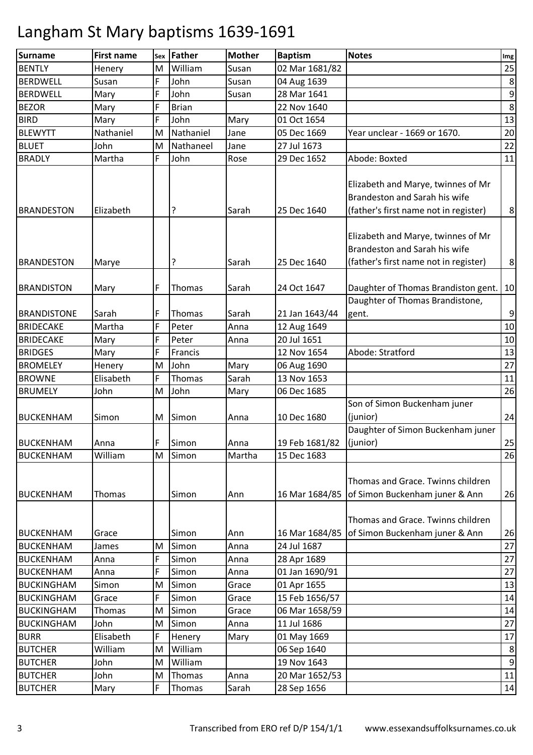# Langham St Mary baptisms 1639-1691

| Surname | First name | Sex | Father | Mother | Baptism | Notes | Img |
|---|---|---|---|---|---|---|---|
| BENTLY | Henery | M | William | Susan | 02 Mar 1681/82 | | 25 |
| BERDWELL | Susan | F | John | Susan | 04 Aug 1639 | | 8 |
| BERDWELL | Mary | F | John | Susan | 28 Mar 1641 | | 9 |
| BEZOR | Mary | F | Brian | | 22 Nov 1640 | | 8 |
| BIRD | Mary | F | John | Mary | 01 Oct 1654 | | 13 |
| BLEWYTT | Nathaniel | M | Nathaniel | Jane | 05 Dec 1669 | Year unclear - 1669 or 1670. | 20 |
| BLUET | John | M | Nathaneel | Jane | 27 Jul 1673 | | 22 |
| BRADLY | Martha | F | John | Rose | 29 Dec 1652 | Abode: Boxted | 11 |
| BRANDESTON | Elizabeth | | ? | Sarah | 25 Dec 1640 | Elizabeth and Marye, twinnes of Mr Brandeston and Sarah his wife (father's first name not in register) | 8 |
| BRANDESTON | Marye | | ? | Sarah | 25 Dec 1640 | Elizabeth and Marye, twinnes of Mr Brandeston and Sarah his wife (father's first name not in register) | 8 |
| BRANDISTON | Mary | F | Thomas | Sarah | 24 Oct 1647 | Daughter of Thomas Brandiston gent. | 10 |
| BRANDISTONE | Sarah | F | Thomas | Sarah | 21 Jan 1643/44 | Daughter of Thomas Brandistone, gent. | 9 |
| BRIDECAKE | Martha | F | Peter | Anna | 12 Aug 1649 | | 10 |
| BRIDECAKE | Mary | F | Peter | Anna | 20 Jul 1651 | | 10 |
| BRIDGES | Mary | F | Francis | | 12 Nov 1654 | Abode: Stratford | 13 |
| BROMELEY | Henery | M | John | Mary | 06 Aug 1690 | | 27 |
| BROWNE | Elisabeth | F | Thomas | Sarah | 13 Nov 1653 | | 11 |
| BRUMELY | John | M | John | Mary | 06 Dec 1685 | | 26 |
| BUCKENHAM | Simon | M | Simon | Anna | 10 Dec 1680 | Son of Simon Buckenham juner (junior) | 24 |
| BUCKENHAM | Anna | F | Simon | Anna | 19 Feb 1681/82 | Daughter of Simon Buckenham juner (junior) | 25 |
| BUCKENHAM | William | M | Simon | Martha | 15 Dec 1683 | | 26 |
| BUCKENHAM | Thomas | | Simon | Ann | 16 Mar 1684/85 | Thomas and Grace. Twinns children of Simon Buckenham juner & Ann | 26 |
| BUCKENHAM | Grace | | Simon | Ann | 16 Mar 1684/85 | Thomas and Grace. Twinns children of Simon Buckenham juner & Ann | 26 |
| BUCKENHAM | James | M | Simon | Anna | 24 Jul 1687 | | 27 |
| BUCKENHAM | Anna | F | Simon | Anna | 28 Apr 1689 | | 27 |
| BUCKENHAM | Anna | F | Simon | Anna | 01 Jan 1690/91 | | 27 |
| BUCKINGHAM | Simon | M | Simon | Grace | 01 Apr 1655 | | 13 |
| BUCKINGHAM | Grace | F | Simon | Grace | 15 Feb 1656/57 | | 14 |
| BUCKINGHAM | Thomas | M | Simon | Grace | 06 Mar 1658/59 | | 14 |
| BUCKINGHAM | John | M | Simon | Anna | 11 Jul 1686 | | 27 |
| BURR | Elisabeth | F | Henery | Mary | 01 May 1669 | | 17 |
| BUTCHER | William | M | William | | 06 Sep 1640 | | 8 |
| BUTCHER | John | M | William | | 19 Nov 1643 | | 9 |
| BUTCHER | John | M | Thomas | Anna | 20 Mar 1652/53 | | 11 |
| BUTCHER | Mary | F | Thomas | Sarah | 28 Sep 1656 | | 14 |

Transcribed from ERO ref D/P 154/1/1 www.essexandsuffolksurnames.co.uk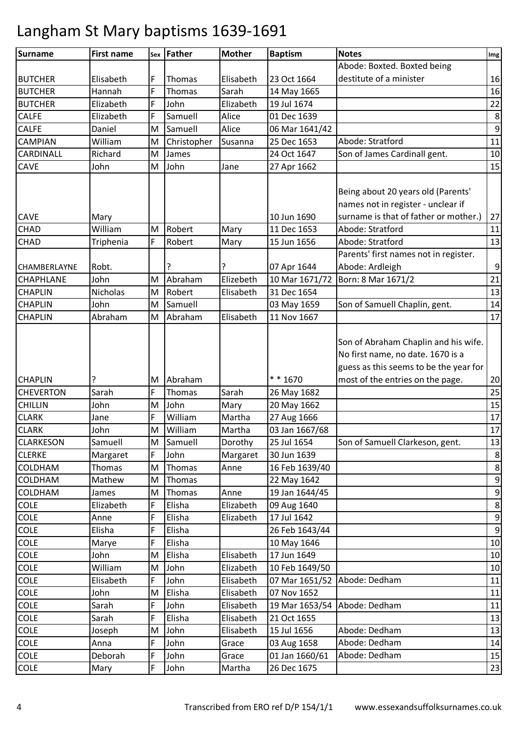# Langham St Mary baptisms 1639-1691

| Surname | First name | Sex | Father | Mother | Baptism | Notes | Img |
|---|---|---|---|---|---|---|---|
| BUTCHER | Elisabeth | F | Thomas | Elisabeth | 23 Oct 1664 | Abode: Boxted. Boxted being destitute of a minister | 16 |
| BUTCHER | Hannah | F | Thomas | Sarah | 14 May 1665 | | 16 |
| BUTCHER | Elizabeth | F | John | Elizabeth | 19 Jul 1674 | | 22 |
| CALFE | Elizabeth | F | Samuell | Alice | 01 Dec 1639 | | 8 |
| CALFE | Daniel | M | Samuell | Alice | 06 Mar 1641/42 | | 9 |
| CAMPIAN | William | M | Christopher | Susanna | 25 Dec 1653 | Abode: Stratford | 11 |
| CARDINALL | Richard | M | James | | 24 Oct 1647 | Son of James Cardinall gent. | 10 |
| CAVE | John | M | John | Jane | 27 Apr 1662 | | 15 |
| CAVE | Mary | | | | 10 Jun 1690 | Being about 20 years old (Parents' names not in register - unclear if surname is that of father or mother.) | 27 |
| CHAD | William | M | Robert | Mary | 11 Dec 1653 | Abode: Stratford | 11 |
| CHAD | Triphenia | F | Robert | Mary | 15 Jun 1656 | Abode: Stratford | 13 |
| CHAMBERLAYNE | Robt. | | ? | ? | 07 Apr 1644 | Parents' first names not in register. Abode: Ardleigh | 9 |
| CHAPHLANE | John | M | Abraham | Elizebeth | 10 Mar 1671/72 | Born: 8 Mar 1671/2 | 21 |
| CHAPLIN | Nicholas | M | Robert | Elisabeth | 31 Dec 1654 | | 13 |
| CHAPLIN | John | M | Samuell | | 03 May 1659 | Son of Samuell Chaplin, gent. | 14 |
| CHAPLIN | Abraham | M | Abraham | Elisabeth | 11 Nov 1667 | | 17 |
| CHAPLIN | ? | M | Abraham | | * * 1670 | Son of Abraham Chaplin and his wife. No first name, no date. 1670 is a guess as this seems to be the year for most of the entries on the page. | 20 |
| CHEVERTON | Sarah | F | Thomas | Sarah | 26 May 1682 | | 25 |
| CHILLIN | John | M | John | Mary | 20 May 1662 | | 15 |
| CLARK | Jane | F | William | Martha | 27 Aug 1666 | | 17 |
| CLARK | John | M | William | Martha | 03 Jan 1667/68 | | 17 |
| CLARKESON | Samuell | M | Samuell | Dorothy | 25 Jul 1654 | Son of Samuell Clarkeson, gent. | 13 |
| CLERKE | Margaret | F | John | Margaret | 30 Jun 1639 | | 8 |
| COLDHAM | Thomas | M | Thomas | Anne | 16 Feb 1639/40 | | 8 |
| COLDHAM | Mathew | M | Thomas | | 22 May 1642 | | 9 |
| COLDHAM | James | M | Thomas | Anne | 19 Jan 1644/45 | | 9 |
| COLE | Elizabeth | F | Elisha | Elizabeth | 09 Aug 1640 | | 8 |
| COLE | Anne | F | Elisha | Elizabeth | 17 Jul 1642 | | 9 |
| COLE | Elisha | F | Elisha | | 26 Feb 1643/44 | | 9 |
| COLE | Marye | F | Elisha | | 10 May 1646 | | 10 |
| COLE | John | M | Elisha | Elisabeth | 17 Jun 1649 | | 10 |
| COLE | William | M | John | Elizabeth | 10 Feb 1649/50 | | 10 |
| COLE | Elisabeth | F | John | Elisabeth | 07 Mar 1651/52 | Abode: Dedham | 11 |
| COLE | John | M | Elisha | Elisabeth | 07 Nov 1652 | | 11 |
| COLE | Sarah | F | John | Elisabeth | 19 Mar 1653/54 | Abode: Dedham | 11 |
| COLE | Sarah | F | Elisha | Elisabeth | 21 Oct 1655 | | 13 |
| COLE | Joseph | M | John | Elisabeth | 15 Jul 1656 | Abode: Dedham | 13 |
| COLE | Anna | F | John | Grace | 03 Aug 1658 | Abode: Dedham | 14 |
| COLE | Deborah | F | John | Grace | 01 Jan 1660/61 | Abode: Dedham | 15 |
| COLE | Mary | F | John | Martha | 26 Dec 1675 | | 23 |

Transcribed from ERO ref D/P 154/1/1 www.essexandsuffolksurnames.co.uk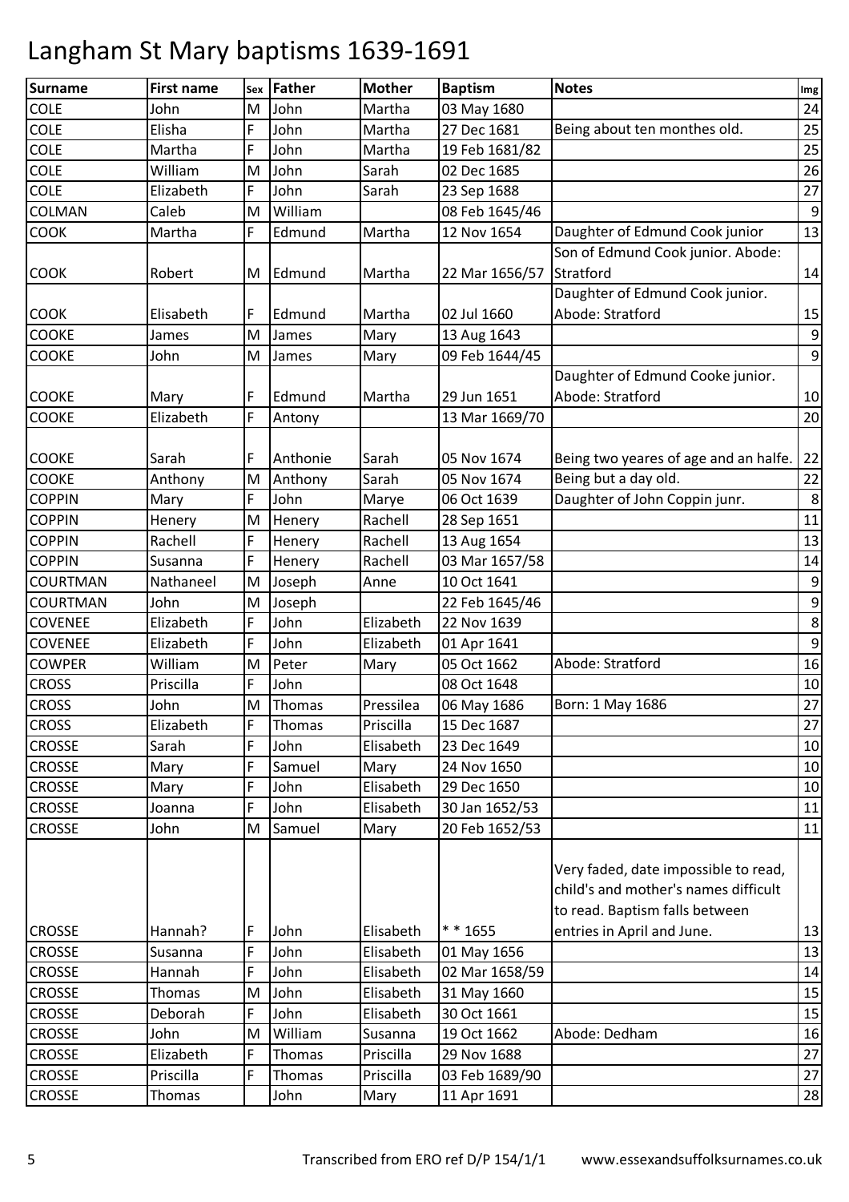# Langham St Mary baptisms 1639-1691

| Surname | First name | Sex | Father | Mother | Baptism | Notes | Img |
|---|---|---|---|---|---|---|---|
| COLE | John | M | John | Martha | 03 May 1680 | | 24 |
| COLE | Elisha | F | John | Martha | 27 Dec 1681 | Being about ten monthes old. | 25 |
| COLE | Martha | F | John | Martha | 19 Feb 1681/82 | | 25 |
| COLE | William | M | John | Sarah | 02 Dec 1685 | | 26 |
| COLE | Elizabeth | F | John | Sarah | 23 Sep 1688 | | 27 |
| COLMAN | Caleb | M | William | | 08 Feb 1645/46 | | 9 |
| COOK | Martha | F | Edmund | Martha | 12 Nov 1654 | Daughter of Edmund Cook junior | 13 |
| COOK | Robert | M | Edmund | Martha | 22 Mar 1656/57 | Son of Edmund Cook junior. Abode: Stratford | 14 |
| COOK | Elisabeth | F | Edmund | Martha | 02 Jul 1660 | Daughter of Edmund Cook junior. Abode: Stratford | 15 |
| COOKE | James | M | James | Mary | 13 Aug 1643 | | 9 |
| COOKE | John | M | James | Mary | 09 Feb 1644/45 | | 9 |
| COOKE | Mary | F | Edmund | Martha | 29 Jun 1651 | Daughter of Edmund Cooke junior. Abode: Stratford | 10 |
| COOKE | Elizabeth | F | Antony | | 13 Mar 1669/70 | | 20 |
| COOKE | Sarah | F | Anthonie | Sarah | 05 Nov 1674 | Being two yeares of age and an halfe. | 22 |
| COOKE | Anthony | M | Anthony | Sarah | 05 Nov 1674 | Being but a day old. | 22 |
| COPPIN | Mary | F | John | Marye | 06 Oct 1639 | Daughter of John Coppin junr. | 8 |
| COPPIN | Henery | M | Henery | Rachell | 28 Sep 1651 | | 11 |
| COPPIN | Rachell | F | Henery | Rachell | 13 Aug 1654 | | 13 |
| COPPIN | Susanna | F | Henery | Rachell | 03 Mar 1657/58 | | 14 |
| COURTMAN | Nathaneel | M | Joseph | Anne | 10 Oct 1641 | | 9 |
| COURTMAN | John | M | Joseph | | 22 Feb 1645/46 | | 9 |
| COVENEE | Elizabeth | F | John | Elizabeth | 22 Nov 1639 | | 8 |
| COVENEE | Elizabeth | F | John | Elizabeth | 01 Apr 1641 | | 9 |
| COWPER | William | M | Peter | Mary | 05 Oct 1662 | Abode: Stratford | 16 |
| CROSS | Priscilla | F | John | | 08 Oct 1648 | | 10 |
| CROSS | John | M | Thomas | Pressilea | 06 May 1686 | Born: 1 May 1686 | 27 |
| CROSS | Elizabeth | F | Thomas | Priscilla | 15 Dec 1687 | | 27 |
| CROSSE | Sarah | F | John | Elisabeth | 23 Dec 1649 | | 10 |
| CROSSE | Mary | F | Samuel | Mary | 24 Nov 1650 | | 10 |
| CROSSE | Mary | F | John | Elisabeth | 29 Dec 1650 | | 10 |
| CROSSE | Joanna | F | John | Elisabeth | 30 Jan 1652/53 | | 11 |
| CROSSE | John | M | Samuel | Mary | 20 Feb 1652/53 | | 11 |
| CROSSE | Hannah? | F | John | Elisabeth | * * 1655 | Very faded, date impossible to read, child's and mother's names difficult to read. Baptism falls between entries in April and June. | 13 |
| CROSSE | Susanna | F | John | Elisabeth | 01 May 1656 | | 13 |
| CROSSE | Hannah | F | John | Elisabeth | 02 Mar 1658/59 | | 14 |
| CROSSE | Thomas | M | John | Elisabeth | 31 May 1660 | | 15 |
| CROSSE | Deborah | F | John | Elisabeth | 30 Oct 1661 | | 15 |
| CROSSE | John | M | William | Susanna | 19 Oct 1662 | Abode: Dedham | 16 |
| CROSSE | Elizabeth | F | Thomas | Priscilla | 29 Nov 1688 | | 27 |
| CROSSE | Priscilla | F | Thomas | Priscilla | 03 Feb 1689/90 | | 27 |
| CROSSE | Thomas | | John | Mary | 11 Apr 1691 | | 28 |

Transcribed from ERO ref D/P 154/1/1 www.essexandsuffolksurnames.co.uk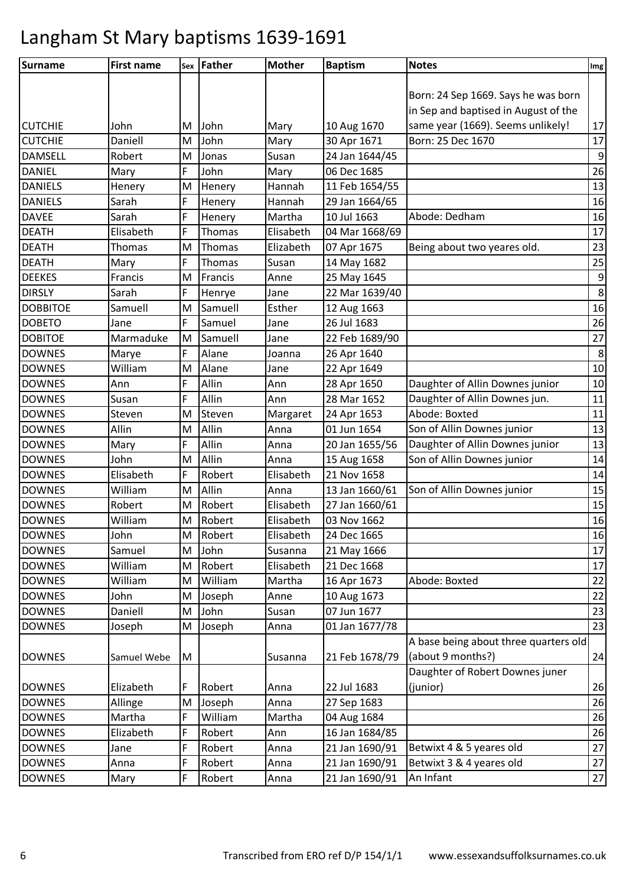# Langham St Mary baptisms 1639-1691

| Surname | First name | Sex | Father | Mother | Baptism | Notes | Img |
|---|---|---|---|---|---|---|---|
| CUTCHIE | John | M | John | Mary | 10 Aug 1670 | Born: 24 Sep 1669. Says he was born in Sep and baptised in August of the same year (1669). Seems unlikely! | 17 |
| CUTCHIE | Daniell | M | John | Mary | 30 Apr 1671 | Born: 25 Dec 1670 | 17 |
| DAMSELL | Robert | M | Jonas | Susan | 24 Jan 1644/45 | | 9 |
| DANIEL | Mary | F | John | Mary | 06 Dec 1685 | | 26 |
| DANIELS | Henery | M | Henery | Hannah | 11 Feb 1654/55 | | 13 |
| DANIELS | Sarah | F | Henery | Hannah | 29 Jan 1664/65 | | 16 |
| DAVEE | Sarah | F | Henery | Martha | 10 Jul 1663 | Abode: Dedham | 16 |
| DEATH | Elisabeth | F | Thomas | Elisabeth | 04 Mar 1668/69 | | 17 |
| DEATH | Thomas | M | Thomas | Elizabeth | 07 Apr 1675 | Being about two yeares old. | 23 |
| DEATH | Mary | F | Thomas | Susan | 14 May 1682 | | 25 |
| DEEKES | Francis | M | Francis | Anne | 25 May 1645 | | 9 |
| DIRSLY | Sarah | F | Henrye | Jane | 22 Mar 1639/40 | | 8 |
| DOBBITOE | Samuell | M | Samuell | Esther | 12 Aug 1663 | | 16 |
| DOBETO | Jane | F | Samuel | Jane | 26 Jul 1683 | | 26 |
| DOBITOE | Marmaduke | M | Samuell | Jane | 22 Feb 1689/90 | | 27 |
| DOWNES | Marye | F | Alane | Joanna | 26 Apr 1640 | | 8 |
| DOWNES | William | M | Alane | Jane | 22 Apr 1649 | | 10 |
| DOWNES | Ann | F | Allin | Ann | 28 Apr 1650 | Daughter of Allin Downes junior | 10 |
| DOWNES | Susan | F | Allin | Ann | 28 Mar 1652 | Daughter of Allin Downes jun. | 11 |
| DOWNES | Steven | M | Steven | Margaret | 24 Apr 1653 | Abode: Boxted | 11 |
| DOWNES | Allin | M | Allin | Anna | 01 Jun 1654 | Son of Allin Downes junior | 13 |
| DOWNES | Mary | F | Allin | Anna | 20 Jan 1655/56 | Daughter of Allin Downes junior | 13 |
| DOWNES | John | M | Allin | Anna | 15 Aug 1658 | Son of Allin Downes junior | 14 |
| DOWNES | Elisabeth | F | Robert | Elisabeth | 21 Nov 1658 | | 14 |
| DOWNES | William | M | Allin | Anna | 13 Jan 1660/61 | Son of Allin Downes junior | 15 |
| DOWNES | Robert | M | Robert | Elisabeth | 27 Jan 1660/61 | | 15 |
| DOWNES | William | M | Robert | Elisabeth | 03 Nov 1662 | | 16 |
| DOWNES | John | M | Robert | Elisabeth | 24 Dec 1665 | | 16 |
| DOWNES | Samuel | M | John | Susanna | 21 May 1666 | | 17 |
| DOWNES | William | M | Robert | Elisabeth | 21 Dec 1668 | | 17 |
| DOWNES | William | M | William | Martha | 16 Apr 1673 | Abode: Boxted | 22 |
| DOWNES | John | M | Joseph | Anne | 10 Aug 1673 | | 22 |
| DOWNES | Daniell | M | John | Susan | 07 Jun 1677 | | 23 |
| DOWNES | Joseph | M | Joseph | Anna | 01 Jan 1677/78 | | 23 |
| DOWNES | Samuel Webe | M | | Susanna | 21 Feb 1678/79 | A base being about three quarters old (about 9 months?) | 24 |
| DOWNES | Elizabeth | F | Robert | Anna | 22 Jul 1683 | Daughter of Robert Downes juner (junior) | 26 |
| DOWNES | Allinge | M | Joseph | Anna | 27 Sep 1683 | | 26 |
| DOWNES | Martha | F | William | Martha | 04 Aug 1684 | | 26 |
| DOWNES | Elizabeth | F | Robert | Ann | 16 Jan 1684/85 | | 26 |
| DOWNES | Jane | F | Robert | Anna | 21 Jan 1690/91 | Betwixt 4 & 5 yeares old | 27 |
| DOWNES | Anna | F | Robert | Anna | 21 Jan 1690/91 | Betwixt 3 & 4 yeares old | 27 |
| DOWNES | Mary | F | Robert | Anna | 21 Jan 1690/91 | An Infant | 27 |

Transcribed from ERO ref D/P 154/1/1 www.essexandsuffolksurnames.co.uk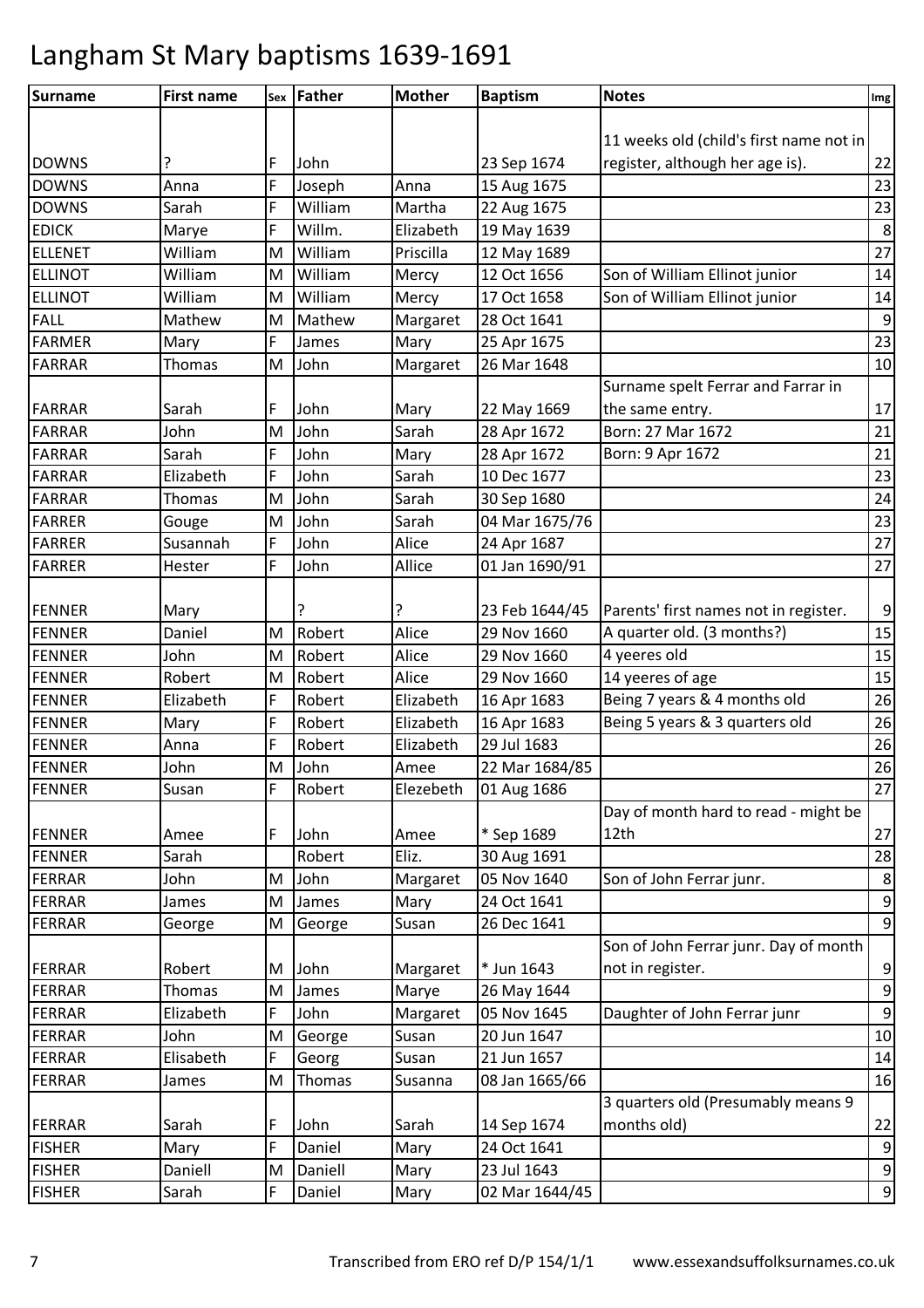# Langham St Mary baptisms 1639-1691

| Surname | First name | Sex | Father | Mother | Baptism | Notes | Img |
|---|---|---|---|---|---|---|---|
| DOWNS | ? | F | John | | 23 Sep 1674 | 11 weeks old (child's first name not in register, although her age is). | 22 |
| DOWNS | Anna | F | Joseph | Anna | 15 Aug 1675 | | 23 |
| DOWNS | Sarah | F | William | Martha | 22 Aug 1675 | | 23 |
| EDICK | Marye | F | Willm. | Elizabeth | 19 May 1639 | | 8 |
| ELLENET | William | M | William | Priscilla | 12 May 1689 | | 27 |
| ELLINOT | William | M | William | Mercy | 12 Oct 1656 | Son of William Ellinot junior | 14 |
| ELLINOT | William | M | William | Mercy | 17 Oct 1658 | Son of William Ellinot junior | 14 |
| FALL | Mathew | M | Mathew | Margaret | 28 Oct 1641 | | 9 |
| FARMER | Mary | F | James | Mary | 25 Apr 1675 | | 23 |
| FARRAR | Thomas | M | John | Margaret | 26 Mar 1648 | | 10 |
| FARRAR | Sarah | F | John | Mary | 22 May 1669 | Surname spelt Ferrar and Farrar in the same entry. | 17 |
| FARRAR | John | M | John | Sarah | 28 Apr 1672 | Born: 27 Mar 1672 | 21 |
| FARRAR | Sarah | F | John | Mary | 28 Apr 1672 | Born: 9 Apr 1672 | 21 |
| FARRAR | Elizabeth | F | John | Sarah | 10 Dec 1677 | | 23 |
| FARRAR | Thomas | M | John | Sarah | 30 Sep 1680 | | 24 |
| FARRER | Gouge | M | John | Sarah | 04 Mar 1675/76 | | 23 |
| FARRER | Susannah | F | John | Alice | 24 Apr 1687 | | 27 |
| FARRER | Hester | F | John | Allice | 01 Jan 1690/91 | | 27 |
| FENNER | Mary | | ? | ? | 23 Feb 1644/45 | Parents' first names not in register. | 9 |
| FENNER | Daniel | M | Robert | Alice | 29 Nov 1660 | A quarter old. (3 months?) | 15 |
| FENNER | John | M | Robert | Alice | 29 Nov 1660 | 4 yeeres old | 15 |
| FENNER | Robert | M | Robert | Alice | 29 Nov 1660 | 14 yeeres of age | 15 |
| FENNER | Elizabeth | F | Robert | Elizabeth | 16 Apr 1683 | Being 7 years & 4 months old | 26 |
| FENNER | Mary | F | Robert | Elizabeth | 16 Apr 1683 | Being 5 years & 3 quarters old | 26 |
| FENNER | Anna | F | Robert | Elizabeth | 29 Jul 1683 | | 26 |
| FENNER | John | M | John | Amee | 22 Mar 1684/85 | | 26 |
| FENNER | Susan | F | Robert | Elezebeth | 01 Aug 1686 | | 27 |
| FENNER | Amee | F | John | Amee | * Sep 1689 | Day of month hard to read - might be 12th | 27 |
| FENNER | Sarah | | Robert | Eliz. | 30 Aug 1691 | | 28 |
| FERRAR | John | M | John | Margaret | 05 Nov 1640 | Son of John Ferrar junr. | 8 |
| FERRAR | James | M | James | Mary | 24 Oct 1641 | | 9 |
| FERRAR | George | M | George | Susan | 26 Dec 1641 | | 9 |
| FERRAR | Robert | M | John | Margaret | * Jun 1643 | Son of John Ferrar junr. Day of month not in register. | 9 |
| FERRAR | Thomas | M | James | Marye | 26 May 1644 | | 9 |
| FERRAR | Elizabeth | F | John | Margaret | 05 Nov 1645 | Daughter of John Ferrar junr | 9 |
| FERRAR | John | M | George | Susan | 20 Jun 1647 | | 10 |
| FERRAR | Elisabeth | F | Georg | Susan | 21 Jun 1657 | | 14 |
| FERRAR | James | M | Thomas | Susanna | 08 Jan 1665/66 | | 16 |
| FERRAR | Sarah | F | John | Sarah | 14 Sep 1674 | 3 quarters old (Presumably means 9 months old) | 22 |
| FISHER | Mary | F | Daniel | Mary | 24 Oct 1641 | | 9 |
| FISHER | Daniell | M | Daniell | Mary | 23 Jul 1643 | | 9 |
| FISHER | Sarah | F | Daniel | Mary | 02 Mar 1644/45 | | 9 |

Transcribed from ERO ref D/P 154/1/1 www.essexandsuffolksurnames.co.uk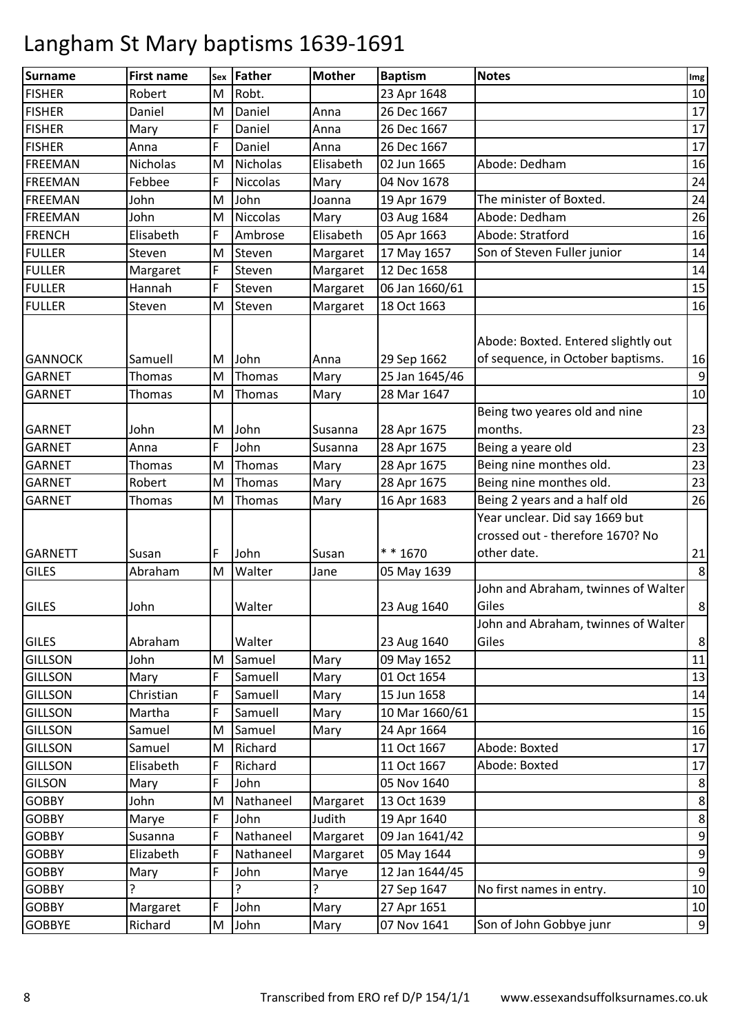# Langham St Mary baptisms 1639-1691

| Surname | First name | Sex | Father | Mother | Baptism | Notes | Img |
|---|---|---|---|---|---|---|---|
| FISHER | Robert | M | Robt. | | 23 Apr 1648 | | 10 |
| FISHER | Daniel | M | Daniel | Anna | 26 Dec 1667 | | 17 |
| FISHER | Mary | F | Daniel | Anna | 26 Dec 1667 | | 17 |
| FISHER | Anna | F | Daniel | Anna | 26 Dec 1667 | | 17 |
| FREEMAN | Nicholas | M | Nicholas | Elisabeth | 02 Jun 1665 | Abode: Dedham | 16 |
| FREEMAN | Febbee | F | Niccolas | Mary | 04 Nov 1678 | | 24 |
| FREEMAN | John | M | John | Joanna | 19 Apr 1679 | The minister of Boxted. | 24 |
| FREEMAN | John | M | Niccolas | Mary | 03 Aug 1684 | Abode: Dedham | 26 |
| FRENCH | Elisabeth | F | Ambrose | Elisabeth | 05 Apr 1663 | Abode: Stratford | 16 |
| FULLER | Steven | M | Steven | Margaret | 17 May 1657 | Son of Steven Fuller junior | 14 |
| FULLER | Margaret | F | Steven | Margaret | 12 Dec 1658 | | 14 |
| FULLER | Hannah | F | Steven | Margaret | 06 Jan 1660/61 | | 15 |
| FULLER | Steven | M | Steven | Margaret | 18 Oct 1663 | | 16 |
| GANNOCK | Samuell | M | John | Anna | 29 Sep 1662 | Abode: Boxted. Entered slightly out of sequence, in October baptisms. | 16 |
| GARNET | Thomas | M | Thomas | Mary | 25 Jan 1645/46 | | 9 |
| GARNET | Thomas | M | Thomas | Mary | 28 Mar 1647 | | 10 |
| GARNET | John | M | John | Susanna | 28 Apr 1675 | Being two yeares old and nine months. | 23 |
| GARNET | Anna | F | John | Susanna | 28 Apr 1675 | Being a yeare old | 23 |
| GARNET | Thomas | M | Thomas | Mary | 28 Apr 1675 | Being nine monthes old. | 23 |
| GARNET | Robert | M | Thomas | Mary | 28 Apr 1675 | Being nine monthes old. | 23 |
| GARNET | Thomas | M | Thomas | Mary | 16 Apr 1683 | Being 2 years and a half old | 26 |
| GARNETT | Susan | F | John | Susan | * * 1670 | Year unclear. Did say 1669 but crossed out - therefore 1670? No other date. | 21 |
| GILES | Abraham | M | Walter | Jane | 05 May 1639 | | 8 |
| GILES | John | | Walter | | 23 Aug 1640 | John and Abraham, twinnes of Walter Giles | 8 |
| GILES | Abraham | | Walter | | 23 Aug 1640 | John and Abraham, twinnes of Walter Giles | 8 |
| GILLSON | John | M | Samuel | Mary | 09 May 1652 | | 11 |
| GILLSON | Mary | F | Samuell | Mary | 01 Oct 1654 | | 13 |
| GILLSON | Christian | F | Samuell | Mary | 15 Jun 1658 | | 14 |
| GILLSON | Martha | F | Samuell | Mary | 10 Mar 1660/61 | | 15 |
| GILLSON | Samuel | M | Samuel | Mary | 24 Apr 1664 | | 16 |
| GILLSON | Samuel | M | Richard | | 11 Oct 1667 | Abode: Boxted | 17 |
| GILLSON | Elisabeth | F | Richard | | 11 Oct 1667 | Abode: Boxted | 17 |
| GILSON | Mary | F | John | | 05 Nov 1640 | | 8 |
| GOBBY | John | M | Nathaneel | Margaret | 13 Oct 1639 | | 8 |
| GOBBY | Marye | F | John | Judith | 19 Apr 1640 | | 8 |
| GOBBY | Susanna | F | Nathaneel | Margaret | 09 Jan 1641/42 | | 9 |
| GOBBY | Elizabeth | F | Nathaneel | Margaret | 05 May 1644 | | 9 |
| GOBBY | Mary | F | John | Marye | 12 Jan 1644/45 | | 9 |
| GOBBY | ? | | ? | ? | 27 Sep 1647 | No first names in entry. | 10 |
| GOBBY | Margaret | F | John | Mary | 27 Apr 1651 | | 10 |
| GOBBYE | Richard | M | John | Mary | 07 Nov 1641 | Son of John Gobbye junr | 9 |

Transcribed from ERO ref D/P 154/1/1 www.essexandsuffolksurnames.co.uk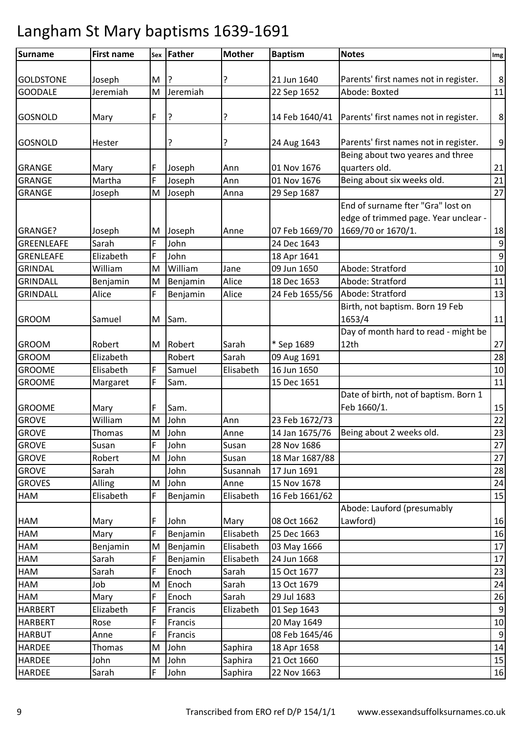# Langham St Mary baptisms 1639-1691

| Surname | First name | Sex | Father | Mother | Baptism | Notes | Img |
|---|---|---|---|---|---|---|---|
| GOLDSTONE | Joseph | M | ? | ? | 21 Jun 1640 | Parents' first names not in register. | 8 |
| GOODALE | Jeremiah | M | Jeremiah | | 22 Sep 1652 | Abode: Boxted | 11 |
| GOSNOLD | Mary | F | ? | ? | 14 Feb 1640/41 | Parents' first names not in register. | 8 |
| GOSNOLD | Hester | | ? | ? | 24 Aug 1643 | Parents' first names not in register. | 9 |
| GRANGE | Mary | F | Joseph | Ann | 01 Nov 1676 | Being about two yeares and three quarters old. | 21 |
| GRANGE | Martha | F | Joseph | Ann | 01 Nov 1676 | Being about six weeks old. | 21 |
| GRANGE | Joseph | M | Joseph | Anna | 29 Sep 1687 | | 27 |
| GRANGE? | Joseph | M | Joseph | Anne | 07 Feb 1669/70 | End of surname fter "Gra" lost on edge of trimmed page. Year unclear - 1669/70 or 1670/1. | 18 |
| GREENLEAFE | Sarah | F | John | | 24 Dec 1643 | | 9 |
| GRENLEAFE | Elizabeth | F | John | | 18 Apr 1641 | | 9 |
| GRINDAL | William | M | William | Jane | 09 Jun 1650 | Abode: Stratford | 10 |
| GRINDALL | Benjamin | M | Benjamin | Alice | 18 Dec 1653 | Abode: Stratford | 11 |
| GRINDALL | Alice | F | Benjamin | Alice | 24 Feb 1655/56 | Abode: Stratford | 13 |
| GROOM | Samuel | M | Sam. | | | Birth, not baptism. Born 19 Feb 1653/4 | 11 |
| GROOM | Robert | M | Robert | Sarah | * Sep 1689 | Day of month hard to read - might be 12th | 27 |
| GROOM | Elizabeth | | Robert | Sarah | 09 Aug 1691 | | 28 |
| GROOME | Elisabeth | F | Samuel | Elisabeth | 16 Jun 1650 | | 10 |
| GROOME | Margaret | F | Sam. | | 15 Dec 1651 | | 11 |
| GROOME | Mary | F | Sam. | | | Date of birth, not of baptism. Born 1 Feb 1660/1. | 15 |
| GROVE | William | M | John | Ann | 23 Feb 1672/73 | | 22 |
| GROVE | Thomas | M | John | Anne | 14 Jan 1675/76 | Being about 2 weeks old. | 23 |
| GROVE | Susan | F | John | Susan | 28 Nov 1686 | | 27 |
| GROVE | Robert | M | John | Susan | 18 Mar 1687/88 | | 27 |
| GROVE | Sarah | | John | Susannah | 17 Jun 1691 | | 28 |
| GROVES | Alling | M | John | Anne | 15 Nov 1678 | | 24 |
| HAM | Elisabeth | F | Benjamin | Elisabeth | 16 Feb 1661/62 | | 15 |
| HAM | Mary | F | John | Mary | 08 Oct 1662 | Abode: Lauford (presumably Lawford) | 16 |
| HAM | Mary | F | Benjamin | Elisabeth | 25 Dec 1663 | | 16 |
| HAM | Benjamin | M | Benjamin | Elisabeth | 03 May 1666 | | 17 |
| HAM | Sarah | F | Benjamin | Elisabeth | 24 Jun 1668 | | 17 |
| HAM | Sarah | F | Enoch | Sarah | 15 Oct 1677 | | 23 |
| HAM | Job | M | Enoch | Sarah | 13 Oct 1679 | | 24 |
| HAM | Mary | F | Enoch | Sarah | 29 Jul 1683 | | 26 |
| HARBERT | Elizabeth | F | Francis | Elizabeth | 01 Sep 1643 | | 9 |
| HARBERT | Rose | F | Francis | | 20 May 1649 | | 10 |
| HARBUT | Anne | F | Francis | | 08 Feb 1645/46 | | 9 |
| HARDEE | Thomas | M | John | Saphira | 18 Apr 1658 | | 14 |
| HARDEE | John | M | John | Saphira | 21 Oct 1660 | | 15 |
| HARDEE | Sarah | F | John | Saphira | 22 Nov 1663 | | 16 |

Transcribed from ERO ref D/P 154/1/1 www.essexandsuffolksurnames.co.uk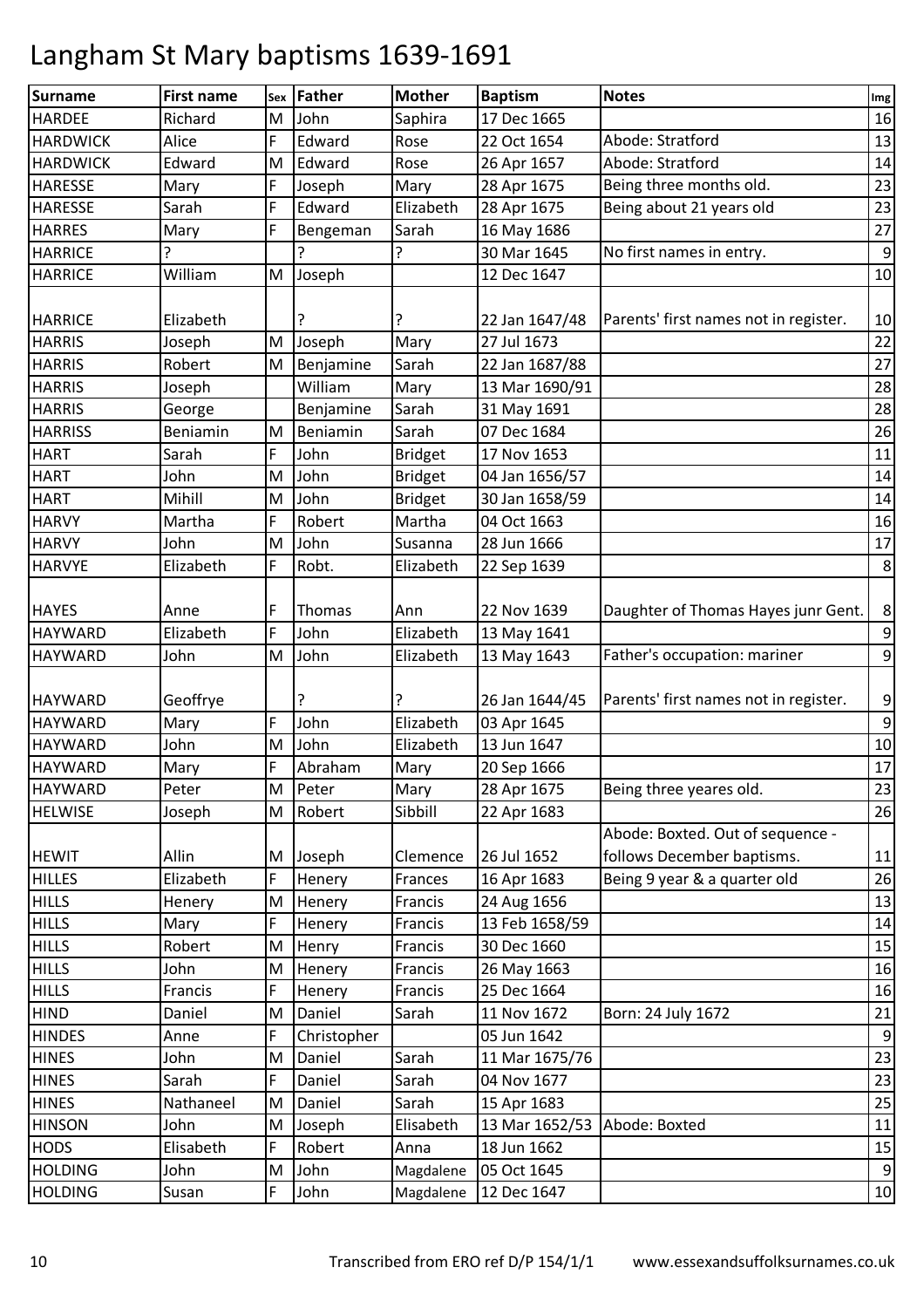# Langham St Mary baptisms 1639-1691

| Surname | First name | Sex | Father | Mother | Baptism | Notes | Img |
|---|---|---|---|---|---|---|---|
| HARDEE | Richard | M | John | Saphira | 17 Dec 1665 | | 16 |
| HARDWICK | Alice | F | Edward | Rose | 22 Oct 1654 | Abode: Stratford | 13 |
| HARDWICK | Edward | M | Edward | Rose | 26 Apr 1657 | Abode: Stratford | 14 |
| HARESSE | Mary | F | Joseph | Mary | 28 Apr 1675 | Being three months old. | 23 |
| HARESSE | Sarah | F | Edward | Elizabeth | 28 Apr 1675 | Being about 21 years old | 23 |
| HARRES | Mary | F | Bengeman | Sarah | 16 May 1686 | | 27 |
| HARRICE | ? | | ? | ? | 30 Mar 1645 | No first names in entry. | 9 |
| HARRICE | William | M | Joseph | | 12 Dec 1647 | | 10 |
| HARRICE | Elizabeth | | ? | ? | 22 Jan 1647/48 | Parents' first names not in register. | 10 |
| HARRIS | Joseph | M | Joseph | Mary | 27 Jul 1673 | | 22 |
| HARRIS | Robert | M | Benjamine | Sarah | 22 Jan 1687/88 | | 27 |
| HARRIS | Joseph | | William | Mary | 13 Mar 1690/91 | | 28 |
| HARRIS | George | | Benjamine | Sarah | 31 May 1691 | | 28 |
| HARRISS | Beniamin | M | Beniamin | Sarah | 07 Dec 1684 | | 26 |
| HART | Sarah | F | John | Bridget | 17 Nov 1653 | | 11 |
| HART | John | M | John | Bridget | 04 Jan 1656/57 | | 14 |
| HART | Mihill | M | John | Bridget | 30 Jan 1658/59 | | 14 |
| HARVY | Martha | F | Robert | Martha | 04 Oct 1663 | | 16 |
| HARVY | John | M | John | Susanna | 28 Jun 1666 | | 17 |
| HARVYE | Elizabeth | F | Robt. | Elizabeth | 22 Sep 1639 | | 8 |
| HAYES | Anne | F | Thomas | Ann | 22 Nov 1639 | Daughter of Thomas Hayes junr Gent. | 8 |
| HAYWARD | Elizabeth | F | John | Elizabeth | 13 May 1641 | | 9 |
| HAYWARD | John | M | John | Elizabeth | 13 May 1643 | Father's occupation: mariner | 9 |
| HAYWARD | Geoffrye | | ? | ? | 26 Jan 1644/45 | Parents' first names not in register. | 9 |
| HAYWARD | Mary | F | John | Elizabeth | 03 Apr 1645 | | 9 |
| HAYWARD | John | M | John | Elizabeth | 13 Jun 1647 | | 10 |
| HAYWARD | Mary | F | Abraham | Mary | 20 Sep 1666 | | 17 |
| HAYWARD | Peter | M | Peter | Mary | 28 Apr 1675 | Being three yeares old. | 23 |
| HELWISE | Joseph | M | Robert | Sibbill | 22 Apr 1683 | | 26 |
| HEWIT | Allin | M | Joseph | Clemence | 26 Jul 1652 | Abode: Boxted. Out of sequence - follows December baptisms. | 11 |
| HILLES | Elizabeth | F | Henery | Frances | 16 Apr 1683 | Being 9 year & a quarter old | 26 |
| HILLS | Henery | M | Henery | Francis | 24 Aug 1656 | | 13 |
| HILLS | Mary | F | Henery | Francis | 13 Feb 1658/59 | | 14 |
| HILLS | Robert | M | Henry | Francis | 30 Dec 1660 | | 15 |
| HILLS | John | M | Henery | Francis | 26 May 1663 | | 16 |
| HILLS | Francis | F | Henery | Francis | 25 Dec 1664 | | 16 |
| HIND | Daniel | M | Daniel | Sarah | 11 Nov 1672 | Born: 24 July 1672 | 21 |
| HINDES | Anne | F | Christopher | | 05 Jun 1642 | | 9 |
| HINES | John | M | Daniel | Sarah | 11 Mar 1675/76 | | 23 |
| HINES | Sarah | F | Daniel | Sarah | 04 Nov 1677 | | 23 |
| HINES | Nathaneel | M | Daniel | Sarah | 15 Apr 1683 | | 25 |
| HINSON | John | M | Joseph | Elisabeth | 13 Mar 1652/53 | Abode: Boxted | 11 |
| HODS | Elisabeth | F | Robert | Anna | 18 Jun 1662 | | 15 |
| HOLDING | John | M | John | Magdalene | 05 Oct 1645 | | 9 |
| HOLDING | Susan | F | John | Magdalene | 12 Dec 1647 | | 10 |

Transcribed from ERO ref D/P 154/1/1 www.essexandsuffolksurnames.co.uk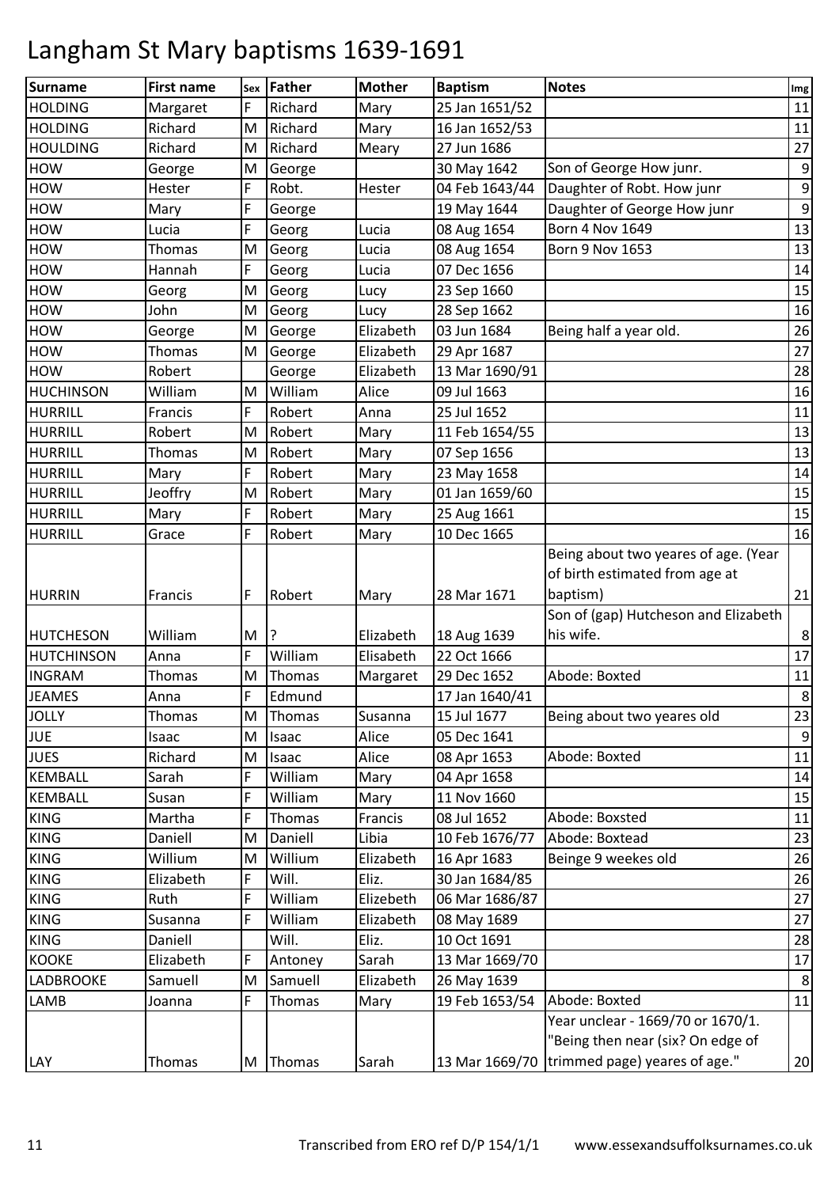# Langham St Mary baptisms 1639-1691

| Surname | First name | Sex | Father | Mother | Baptism | Notes | Img |
|---|---|---|---|---|---|---|---|
| HOLDING | Margaret | F | Richard | Mary | 25 Jan 1651/52 | | 11 |
| HOLDING | Richard | M | Richard | Mary | 16 Jan 1652/53 | | 11 |
| HOULDING | Richard | M | Richard | Meary | 27 Jun 1686 | | 27 |
| HOW | George | M | George | | 30 May 1642 | Son of George How junr. | 9 |
| HOW | Hester | F | Robt. | Hester | 04 Feb 1643/44 | Daughter of Robt. How junr | 9 |
| HOW | Mary | F | George | | 19 May 1644 | Daughter of George How junr | 9 |
| HOW | Lucia | F | Georg | Lucia | 08 Aug 1654 | Born 4 Nov 1649 | 13 |
| HOW | Thomas | M | Georg | Lucia | 08 Aug 1654 | Born 9 Nov 1653 | 13 |
| HOW | Hannah | F | Georg | Lucia | 07 Dec 1656 | | 14 |
| HOW | Georg | M | Georg | Lucy | 23 Sep 1660 | | 15 |
| HOW | John | M | Georg | Lucy | 28 Sep 1662 | | 16 |
| HOW | George | M | George | Elizabeth | 03 Jun 1684 | Being half a year old. | 26 |
| HOW | Thomas | M | George | Elizabeth | 29 Apr 1687 | | 27 |
| HOW | Robert | | George | Elizabeth | 13 Mar 1690/91 | | 28 |
| HUCHINSON | William | M | William | Alice | 09 Jul 1663 | | 16 |
| HURRILL | Francis | F | Robert | Anna | 25 Jul 1652 | | 11 |
| HURRILL | Robert | M | Robert | Mary | 11 Feb 1654/55 | | 13 |
| HURRILL | Thomas | M | Robert | Mary | 07 Sep 1656 | | 13 |
| HURRILL | Mary | F | Robert | Mary | 23 May 1658 | | 14 |
| HURRILL | Jeoffry | M | Robert | Mary | 01 Jan 1659/60 | | 15 |
| HURRILL | Mary | F | Robert | Mary | 25 Aug 1661 | | 15 |
| HURRILL | Grace | F | Robert | Mary | 10 Dec 1665 | | 16 |
| HURRIN | Francis | F | Robert | Mary | 28 Mar 1671 | Being about two yeares of age. (Year of birth estimated from age at baptism) | 21 |
| HUTCHESON | William | M | ? | Elizabeth | 18 Aug 1639 | Son of (gap) Hutcheson and Elizabeth his wife. | 8 |
| HUTCHINSON | Anna | F | William | Elisabeth | 22 Oct 1666 | | 17 |
| INGRAM | Thomas | M | Thomas | Margaret | 29 Dec 1652 | Abode: Boxted | 11 |
| JEAMES | Anna | F | Edmund | | 17 Jan 1640/41 | | 8 |
| JOLLY | Thomas | M | Thomas | Susanna | 15 Jul 1677 | Being about two yeares old | 23 |
| JUE | Isaac | M | Isaac | Alice | 05 Dec 1641 | | 9 |
| JUES | Richard | M | Isaac | Alice | 08 Apr 1653 | Abode: Boxted | 11 |
| KEMBALL | Sarah | F | William | Mary | 04 Apr 1658 | | 14 |
| KEMBALL | Susan | F | William | Mary | 11 Nov 1660 | | 15 |
| KING | Martha | F | Thomas | Francis | 08 Jul 1652 | Abode: Boxsted | 11 |
| KING | Daniell | M | Daniell | Libia | 10 Feb 1676/77 | Abode: Boxtead | 23 |
| KING | Willium | M | Willium | Elizabeth | 16 Apr 1683 | Beinge 9 weekes old | 26 |
| KING | Elizabeth | F | Will. | Eliz. | 30 Jan 1684/85 | | 26 |
| KING | Ruth | F | William | Elizebeth | 06 Mar 1686/87 | | 27 |
| KING | Susanna | F | William | Elizabeth | 08 May 1689 | | 27 |
| KING | Daniell | | Will. | Eliz. | 10 Oct 1691 | | 28 |
| KOOKE | Elizabeth | F | Antoney | Sarah | 13 Mar 1669/70 | | 17 |
| LADBROOKE | Samuell | M | Samuell | Elizabeth | 26 May 1639 | | 8 |
| LAMB | Joanna | F | Thomas | Mary | 19 Feb 1653/54 | Abode: Boxted | 11 |
| LAY | Thomas | M | Thomas | Sarah | 13 Mar 1669/70 | Year unclear - 1669/70 or 1670/1. "Being then near (six? On edge of trimmed page) yeares of age." | 20 |

Transcribed from ERO ref D/P 154/1/1 www.essexandsuffolksurnames.co.uk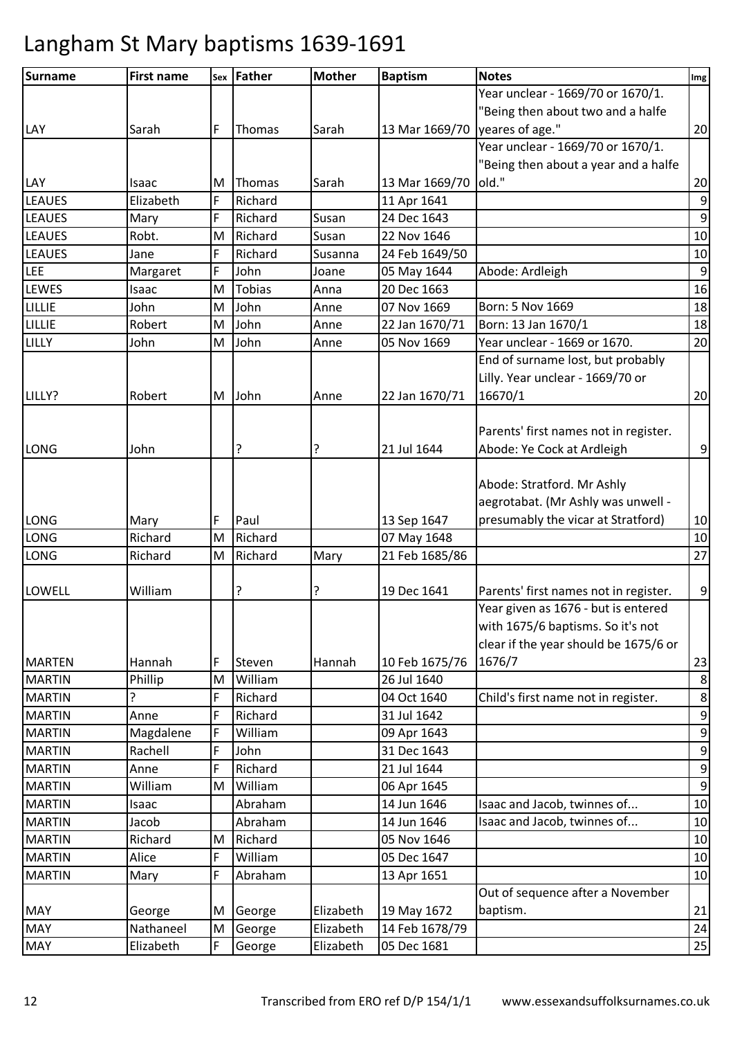# Langham St Mary baptisms 1639-1691

| Surname | First name | Sex | Father | Mother | Baptism | Notes | Img |
|---|---|---|---|---|---|---|---|
| LAY | Sarah | F | Thomas | Sarah | 13 Mar 1669/70 | Year unclear - 1669/70 or 1670/1. "Being then about two and a halfe yeares of age." | 20 |
| LAY | Isaac | M | Thomas | Sarah | 13 Mar 1669/70 | Year unclear - 1669/70 or 1670/1. "Being then about a year and a halfe old." | 20 |
| LEAUES | Elizabeth | F | Richard | | 11 Apr 1641 | | 9 |
| LEAUES | Mary | F | Richard | Susan | 24 Dec 1643 | | 9 |
| LEAUES | Robt. | M | Richard | Susan | 22 Nov 1646 | | 10 |
| LEAUES | Jane | F | Richard | Susanna | 24 Feb 1649/50 | | 10 |
| LEE | Margaret | F | John | Joane | 05 May 1644 | Abode: Ardleigh | 9 |
| LEWES | Isaac | M | Tobias | Anna | 20 Dec 1663 | | 16 |
| LILLIE | John | M | John | Anne | 07 Nov 1669 | Born: 5 Nov 1669 | 18 |
| LILLIE | Robert | M | John | Anne | 22 Jan 1670/71 | Born: 13 Jan 1670/1 | 18 |
| LILLY | John | M | John | Anne | 05 Nov 1669 | Year unclear - 1669 or 1670. | 20 |
| LILLY? | Robert | M | John | Anne | 22 Jan 1670/71 | End of surname lost, but probably Lilly. Year unclear - 1669/70 or 16670/1 | 20 |
| LONG | John | | ? | ? | 21 Jul 1644 | Parents' first names not in register. Abode: Ye Cock at Ardleigh | 9 |
| LONG | Mary | F | Paul | | 13 Sep 1647 | Abode: Stratford. Mr Ashly aegrotabat. (Mr Ashly was unwell - presumably the vicar at Stratford) | 10 |
| LONG | Richard | M | Richard | | 07 May 1648 | | 10 |
| LONG | Richard | M | Richard | Mary | 21 Feb 1685/86 | | 27 |
| LOWELL | William | | ? | ? | 19 Dec 1641 | Parents' first names not in register. | 9 |
| MARTEN | Hannah | F | Steven | Hannah | 10 Feb 1675/76 | Year given as 1676 - but is entered with 1675/6 baptisms. So it's not clear if the year should be 1675/6 or 1676/7 | 23 |
| MARTIN | Phillip | M | William | | 26 Jul 1640 | | 8 |
| MARTIN | ? | F | Richard | | 04 Oct 1640 | Child's first name not in register. | 8 |
| MARTIN | Anne | F | Richard | | 31 Jul 1642 | | 9 |
| MARTIN | Magdalene | F | William | | 09 Apr 1643 | | 9 |
| MARTIN | Rachell | F | John | | 31 Dec 1643 | | 9 |
| MARTIN | Anne | F | Richard | | 21 Jul 1644 | | 9 |
| MARTIN | William | M | William | | 06 Apr 1645 | | 9 |
| MARTIN | Isaac | | Abraham | | 14 Jun 1646 | Isaac and Jacob, twinnes of... | 10 |
| MARTIN | Jacob | | Abraham | | 14 Jun 1646 | Isaac and Jacob, twinnes of... | 10 |
| MARTIN | Richard | M | Richard | | 05 Nov 1646 | | 10 |
| MARTIN | Alice | F | William | | 05 Dec 1647 | | 10 |
| MARTIN | Mary | F | Abraham | | 13 Apr 1651 | | 10 |
| MAY | George | M | George | Elizabeth | 19 May 1672 | Out of sequence after a November baptism. | 21 |
| MAY | Nathaneel | M | George | Elizabeth | 14 Feb 1678/79 | | 24 |
| MAY | Elizabeth | F | George | Elizabeth | 05 Dec 1681 | | 25 |

Transcribed from ERO ref D/P 154/1/1 www.essexandsuffolksurnames.co.uk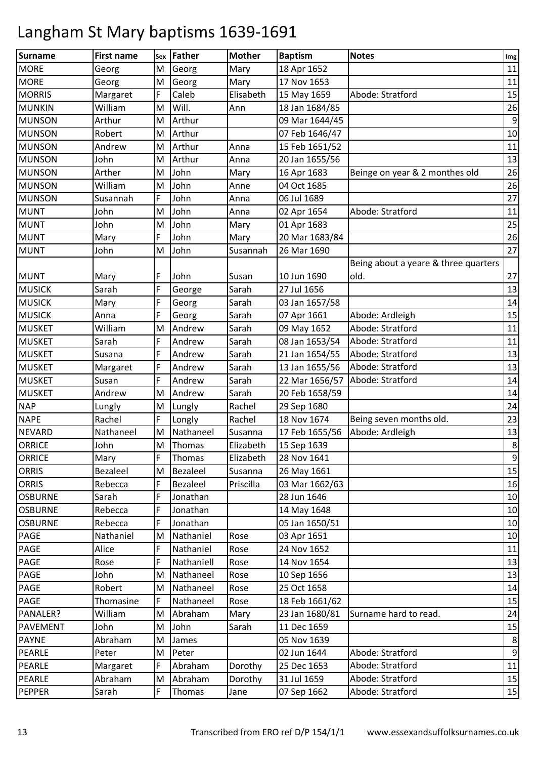# Langham St Mary baptisms 1639-1691

| Surname | First name | Sex | Father | Mother | Baptism | Notes | Img |
|---|---|---|---|---|---|---|---|
| MORE | Georg | M | Georg | Mary | 18 Apr 1652 | | 11 |
| MORE | Georg | M | Georg | Mary | 17 Nov 1653 | | 11 |
| MORRIS | Margaret | F | Caleb | Elisabeth | 15 May 1659 | Abode: Stratford | 15 |
| MUNKIN | William | M | Will. | Ann | 18 Jan 1684/85 | | 26 |
| MUNSON | Arthur | M | Arthur | | 09 Mar 1644/45 | | 9 |
| MUNSON | Robert | M | Arthur | | 07 Feb 1646/47 | | 10 |
| MUNSON | Andrew | M | Arthur | Anna | 15 Feb 1651/52 | | 11 |
| MUNSON | John | M | Arthur | Anna | 20 Jan 1655/56 | | 13 |
| MUNSON | Arther | M | John | Mary | 16 Apr 1683 | Beinge on year & 2 monthes old | 26 |
| MUNSON | William | M | John | Anne | 04 Oct 1685 | | 26 |
| MUNSON | Susannah | F | John | Anna | 06 Jul 1689 | | 27 |
| MUNT | John | M | John | Anna | 02 Apr 1654 | Abode: Stratford | 11 |
| MUNT | John | M | John | Mary | 01 Apr 1683 | | 25 |
| MUNT | Mary | F | John | Mary | 20 Mar 1683/84 | | 26 |
| MUNT | John | M | John | Susannah | 26 Mar 1690 | | 27 |
| MUNT | Mary | F | John | Susan | 10 Jun 1690 | Being about a yeare & three quarters old. | 27 |
| MUSICK | Sarah | F | George | Sarah | 27 Jul 1656 | | 13 |
| MUSICK | Mary | F | Georg | Sarah | 03 Jan 1657/58 | | 14 |
| MUSICK | Anna | F | Georg | Sarah | 07 Apr 1661 | Abode: Ardleigh | 15 |
| MUSKET | William | M | Andrew | Sarah | 09 May 1652 | Abode: Stratford | 11 |
| MUSKET | Sarah | F | Andrew | Sarah | 08 Jan 1653/54 | Abode: Stratford | 11 |
| MUSKET | Susana | F | Andrew | Sarah | 21 Jan 1654/55 | Abode: Stratford | 13 |
| MUSKET | Margaret | F | Andrew | Sarah | 13 Jan 1655/56 | Abode: Stratford | 13 |
| MUSKET | Susan | F | Andrew | Sarah | 22 Mar 1656/57 | Abode: Stratford | 14 |
| MUSKET | Andrew | M | Andrew | Sarah | 20 Feb 1658/59 | | 14 |
| NAP | Lungly | M | Lungly | Rachel | 29 Sep 1680 | | 24 |
| NAPE | Rachel | F | Longly | Rachel | 18 Nov 1674 | Being seven months old. | 23 |
| NEVARD | Nathaneel | M | Nathaneel | Susanna | 17 Feb 1655/56 | Abode: Ardleigh | 13 |
| ORRICE | John | M | Thomas | Elizabeth | 15 Sep 1639 | | 8 |
| ORRICE | Mary | F | Thomas | Elizabeth | 28 Nov 1641 | | 9 |
| ORRIS | Bezaleel | M | Bezaleel | Susanna | 26 May 1661 | | 15 |
| ORRIS | Rebecca | F | Bezaleel | Priscilla | 03 Mar 1662/63 | | 16 |
| OSBURNE | Sarah | F | Jonathan | | 28 Jun 1646 | | 10 |
| OSBURNE | Rebecca | F | Jonathan | | 14 May 1648 | | 10 |
| OSBURNE | Rebecca | F | Jonathan | | 05 Jan 1650/51 | | 10 |
| PAGE | Nathaniel | M | Nathaniel | Rose | 03 Apr 1651 | | 10 |
| PAGE | Alice | F | Nathaniel | Rose | 24 Nov 1652 | | 11 |
| PAGE | Rose | F | Nathaniell | Rose | 14 Nov 1654 | | 13 |
| PAGE | John | M | Nathaneel | Rose | 10 Sep 1656 | | 13 |
| PAGE | Robert | M | Nathaneel | Rose | 25 Oct 1658 | | 14 |
| PAGE | Thomasine | F | Nathaneel | Rose | 18 Feb 1661/62 | | 15 |
| PANALER? | William | M | Abraham | Mary | 23 Jan 1680/81 | Surname hard to read. | 24 |
| PAVEMENT | John | M | John | Sarah | 11 Dec 1659 | | 15 |
| PAYNE | Abraham | M | James | | 05 Nov 1639 | | 8 |
| PEARLE | Peter | M | Peter | | 02 Jun 1644 | Abode: Stratford | 9 |
| PEARLE | Margaret | F | Abraham | Dorothy | 25 Dec 1653 | Abode: Stratford | 11 |
| PEARLE | Abraham | M | Abraham | Dorothy | 31 Jul 1659 | Abode: Stratford | 15 |
| PEPPER | Sarah | F | Thomas | Jane | 07 Sep 1662 | Abode: Stratford | 15 |

Transcribed from ERO ref D/P 154/1/1 www.essexandsuffolksurnames.co.uk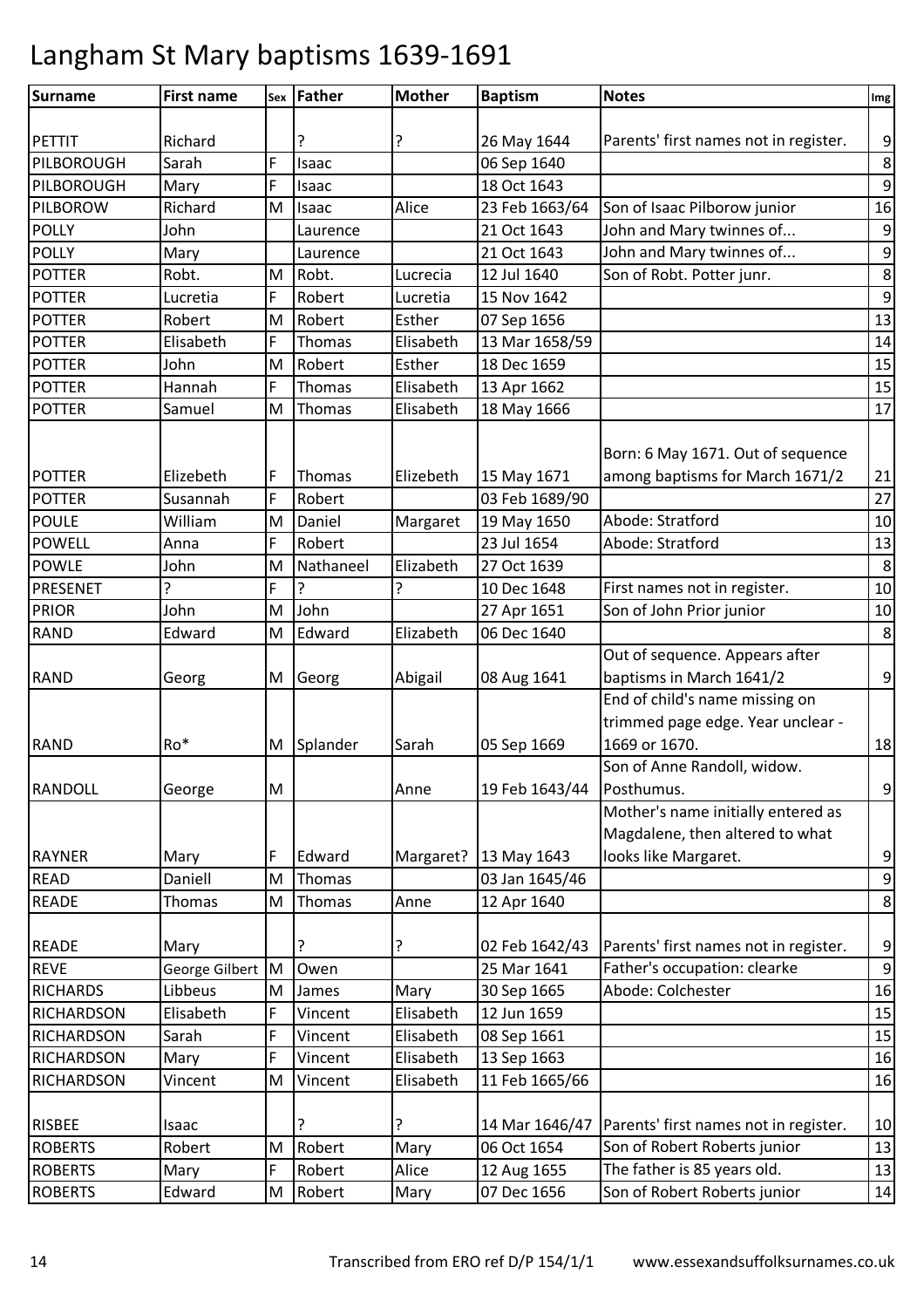# Langham St Mary baptisms 1639-1691

| Surname | First name | Sex | Father | Mother | Baptism | Notes | Img |
|---|---|---|---|---|---|---|---|
| PETTIT | Richard | | ? | ? | 26 May 1644 | Parents' first names not in register. | 9 |
| PILBOROUGH | Sarah | F | Isaac | | 06 Sep 1640 | | 8 |
| PILBOROUGH | Mary | F | Isaac | | 18 Oct 1643 | | 9 |
| PILBOROW | Richard | M | Isaac | Alice | 23 Feb 1663/64 | Son of Isaac Pilborow junior | 16 |
| POLLY | John | | Laurence | | 21 Oct 1643 | John and Mary twinnes of... | 9 |
| POLLY | Mary | | Laurence | | 21 Oct 1643 | John and Mary twinnes of... | 9 |
| POTTER | Robt. | M | Robt. | Lucrecia | 12 Jul 1640 | Son of Robt. Potter junr. | 8 |
| POTTER | Lucretia | F | Robert | Lucretia | 15 Nov 1642 | | 9 |
| POTTER | Robert | M | Robert | Esther | 07 Sep 1656 | | 13 |
| POTTER | Elisabeth | F | Thomas | Elisabeth | 13 Mar 1658/59 | | 14 |
| POTTER | John | M | Robert | Esther | 18 Dec 1659 | | 15 |
| POTTER | Hannah | F | Thomas | Elisabeth | 13 Apr 1662 | | 15 |
| POTTER | Samuel | M | Thomas | Elisabeth | 18 May 1666 | | 17 |
| POTTER | Elizebeth | F | Thomas | Elizebeth | 15 May 1671 | Born: 6 May 1671. Out of sequence among baptisms for March 1671/2 | 21 |
| POTTER | Susannah | F | Robert | | 03 Feb 1689/90 | | 27 |
| POULE | William | M | Daniel | Margaret | 19 May 1650 | Abode: Stratford | 10 |
| POWELL | Anna | F | Robert | | 23 Jul 1654 | Abode: Stratford | 13 |
| POWLE | John | M | Nathaneel | Elizabeth | 27 Oct 1639 | | 8 |
| PRESENET | ? | F | ? | ? | 10 Dec 1648 | First names not in register. | 10 |
| PRIOR | John | M | John | | 27 Apr 1651 | Son of John Prior junior | 10 |
| RAND | Edward | M | Edward | Elizabeth | 06 Dec 1640 | | 8 |
| RAND | Georg | M | Georg | Abigail | 08 Aug 1641 | Out of sequence. Appears after baptisms in March 1641/2 | 9 |
| RAND | Ro* | M | Splander | Sarah | 05 Sep 1669 | End of child's name missing on trimmed page edge. Year unclear - 1669 or 1670. | 18 |
| RANDOLL | George | M | | Anne | 19 Feb 1643/44 | Son of Anne Randoll, widow. Posthumus. | 9 |
| RAYNER | Mary | F | Edward | Margaret? | 13 May 1643 | Mother's name initially entered as Magdalene, then altered to what looks like Margaret. | 9 |
| READ | Daniell | M | Thomas | | 03 Jan 1645/46 | | 9 |
| READE | Thomas | M | Thomas | Anne | 12 Apr 1640 | | 8 |
| READE | Mary | | ? | ? | 02 Feb 1642/43 | Parents' first names not in register. | 9 |
| REVE | George Gilbert | M | Owen | | 25 Mar 1641 | Father's occupation: clearke | 9 |
| RICHARDS | Libbeus | M | James | Mary | 30 Sep 1665 | Abode: Colchester | 16 |
| RICHARDSON | Elisabeth | F | Vincent | Elisabeth | 12 Jun 1659 | | 15 |
| RICHARDSON | Sarah | F | Vincent | Elisabeth | 08 Sep 1661 | | 15 |
| RICHARDSON | Mary | F | Vincent | Elisabeth | 13 Sep 1663 | | 16 |
| RICHARDSON | Vincent | M | Vincent | Elisabeth | 11 Feb 1665/66 | | 16 |
| RISBEE | Isaac | | ? | ? | 14 Mar 1646/47 | Parents' first names not in register. | 10 |
| ROBERTS | Robert | M | Robert | Mary | 06 Oct 1654 | Son of Robert Roberts junior | 13 |
| ROBERTS | Mary | F | Robert | Alice | 12 Aug 1655 | The father is 85 years old. | 13 |
| ROBERTS | Edward | M | Robert | Mary | 07 Dec 1656 | Son of Robert Roberts junior | 14 |

Transcribed from ERO ref D/P 154/1/1 www.essexandsuffolksurnames.co.uk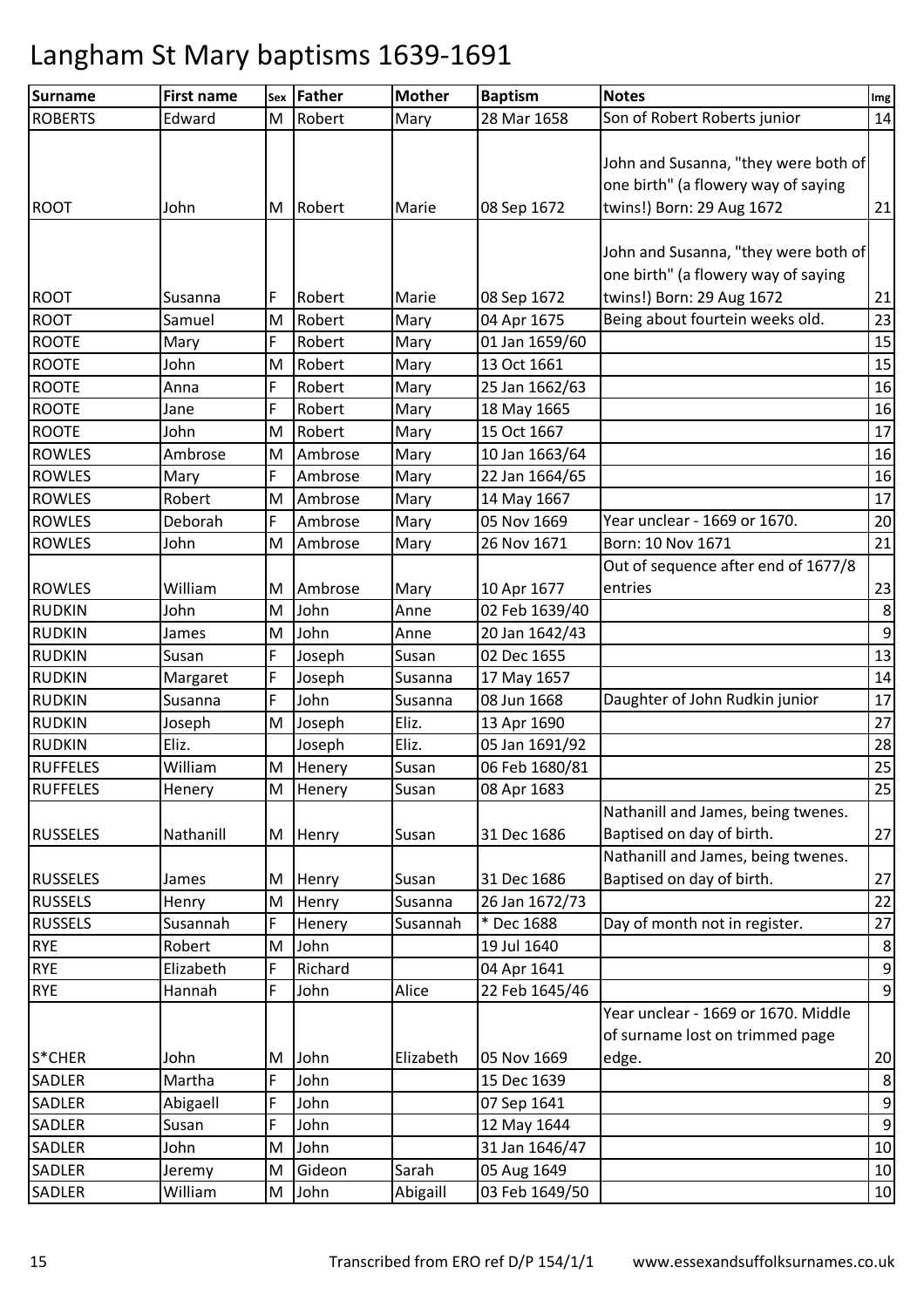# Langham St Mary baptisms 1639-1691

| Surname | First name | Sex | Father | Mother | Baptism | Notes | Img |
|---|---|---|---|---|---|---|---|
| ROBERTS | Edward | M | Robert | Mary | 28 Mar 1658 | Son of Robert Roberts junior | 14 |
| ROOT | John | M | Robert | Marie | 08 Sep 1672 | John and Susanna, "they were both of one birth" (a flowery way of saying twins!) Born: 29 Aug 1672 | 21 |
| ROOT | Susanna | F | Robert | Marie | 08 Sep 1672 | John and Susanna, "they were both of one birth" (a flowery way of saying twins!) Born: 29 Aug 1672 | 21 |
| ROOT | Samuel | M | Robert | Mary | 04 Apr 1675 | Being about fourtein weeks old. | 23 |
| ROOTE | Mary | F | Robert | Mary | 01 Jan 1659/60 | | 15 |
| ROOTE | John | M | Robert | Mary | 13 Oct 1661 | | 15 |
| ROOTE | Anna | F | Robert | Mary | 25 Jan 1662/63 | | 16 |
| ROOTE | Jane | F | Robert | Mary | 18 May 1665 | | 16 |
| ROOTE | John | M | Robert | Mary | 15 Oct 1667 | | 17 |
| ROWLES | Ambrose | M | Ambrose | Mary | 10 Jan 1663/64 | | 16 |
| ROWLES | Mary | F | Ambrose | Mary | 22 Jan 1664/65 | | 16 |
| ROWLES | Robert | M | Ambrose | Mary | 14 May 1667 | | 17 |
| ROWLES | Deborah | F | Ambrose | Mary | 05 Nov 1669 | Year unclear - 1669 or 1670. | 20 |
| ROWLES | John | M | Ambrose | Mary | 26 Nov 1671 | Born: 10 Nov 1671 | 21 |
| ROWLES | William | M | Ambrose | Mary | 10 Apr 1677 | Out of sequence after end of 1677/8 entries | 23 |
| RUDKIN | John | M | John | Anne | 02 Feb 1639/40 | | 8 |
| RUDKIN | James | M | John | Anne | 20 Jan 1642/43 | | 9 |
| RUDKIN | Susan | F | Joseph | Susan | 02 Dec 1655 | | 13 |
| RUDKIN | Margaret | F | Joseph | Susanna | 17 May 1657 | | 14 |
| RUDKIN | Susanna | F | John | Susanna | 08 Jun 1668 | Daughter of John Rudkin junior | 17 |
| RUDKIN | Joseph | M | Joseph | Eliz. | 13 Apr 1690 | | 27 |
| RUDKIN | Eliz. | | Joseph | Eliz. | 05 Jan 1691/92 | | 28 |
| RUFFELES | William | M | Henery | Susan | 06 Feb 1680/81 | | 25 |
| RUFFELES | Henery | M | Henery | Susan | 08 Apr 1683 | | 25 |
| RUSSELES | Nathanill | M | Henry | Susan | 31 Dec 1686 | Nathanill and James, being twenes. Baptised on day of birth. | 27 |
| RUSSELES | James | M | Henry | Susan | 31 Dec 1686 | Nathanill and James, being twenes. Baptised on day of birth. | 27 |
| RUSSELS | Henry | M | Henry | Susanna | 26 Jan 1672/73 | | 22 |
| RUSSELS | Susannah | F | Henery | Susannah | * Dec 1688 | Day of month not in register. | 27 |
| RYE | Robert | M | John | | 19 Jul 1640 | | 8 |
| RYE | Elizabeth | F | Richard | | 04 Apr 1641 | | 9 |
| RYE | Hannah | F | John | Alice | 22 Feb 1645/46 | | 9 |
| S*CHER | John | M | John | Elizabeth | 05 Nov 1669 | Year unclear - 1669 or 1670. Middle of surname lost on trimmed page edge. | 20 |
| SADLER | Martha | F | John | | 15 Dec 1639 | | 8 |
| SADLER | Abigaell | F | John | | 07 Sep 1641 | | 9 |
| SADLER | Susan | F | John | | 12 May 1644 | | 9 |
| SADLER | John | M | John | | 31 Jan 1646/47 | | 10 |
| SADLER | Jeremy | M | Gideon | Sarah | 05 Aug 1649 | | 10 |
| SADLER | William | M | John | Abigaill | 03 Feb 1649/50 | | 10 |

Transcribed from ERO ref D/P 154/1/1 www.essexandsuffolksurnames.co.uk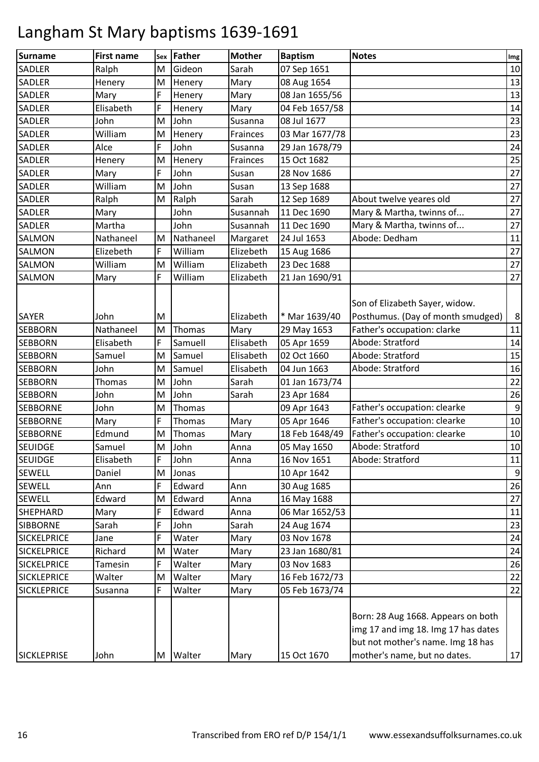# Langham St Mary baptisms 1639-1691

| Surname | First name | Sex | Father | Mother | Baptism | Notes | Img |
|---|---|---|---|---|---|---|---|
| SADLER | Ralph | M | Gideon | Sarah | 07 Sep 1651 | | 10 |
| SADLER | Henery | M | Henery | Mary | 08 Aug 1654 | | 13 |
| SADLER | Mary | F | Henery | Mary | 08 Jan 1655/56 | | 13 |
| SADLER | Elisabeth | F | Henery | Mary | 04 Feb 1657/58 | | 14 |
| SADLER | John | M | John | Susanna | 08 Jul 1677 | | 23 |
| SADLER | William | M | Henery | Fraince s | 03 Mar 1677/78 | | 23 |
| SADLER | Alce | F | John | Susanna | 29 Jan 1678/79 | | 24 |
| SADLER | Henery | M | Henery | Fraince s | 15 Oct 1682 | | 25 |
| SADLER | Mary | F | John | Susan | 28 Nov 1686 | | 27 |
| SADLER | William | M | John | Susan | 13 Sep 1688 | | 27 |
| SADLER | Ralph | M | Ralph | Sarah | 12 Sep 1689 | About twelve yeares old | 27 |
| SADLER | Mary | | John | Susannah | 11 Dec 1690 | Mary & Martha, twinns of... | 27 |
| SADLER | Martha | | John | Susannah | 11 Dec 1690 | Mary & Martha, twinns of... | 27 |
| SALMON | Nathaneel | M | Nathaneel | Margaret | 24 Jul 1653 | Abode: Dedham | 11 |
| SALMON | Elizebeth | F | William | Elizebeth | 15 Aug 1686 | | 27 |
| SALMON | William | M | William | Elizabeth | 23 Dec 1688 | | 27 |
| SALMON | Mary | F | William | Elizabeth | 21 Jan 1690/91 | | 27 |
| SAYER | John | M | | Elizabeth | * Mar 1639/40 | Son of Elizabeth Sayer, widow. Posthumus. (Day of month smudged) | 8 |
| SEBBORN | Nathaneel | M | Thomas | Mary | 29 May 1653 | Father's occupation: clarke | 11 |
| SEBBORN | Elisabeth | F | Samuell | Elisabeth | 05 Apr 1659 | Abode: Stratford | 14 |
| SEBBORN | Samuel | M | Samuel | Elisabeth | 02 Oct 1660 | Abode: Stratford | 15 |
| SEBBORN | John | M | Samuel | Elisabeth | 04 Jun 1663 | Abode: Stratford | 16 |
| SEBBORN | Thomas | M | John | Sarah | 01 Jan 1673/74 | | 22 |
| SEBBORN | John | M | John | Sarah | 23 Apr 1684 | | 26 |
| SEBBORNE | John | M | Thomas | | 09 Apr 1643 | Father's occupation: clearke | 9 |
| SEBBORNE | Mary | F | Thomas | Mary | 05 Apr 1646 | Father's occupation: clearke | 10 |
| SEBBORNE | Edmund | M | Thomas | Mary | 18 Feb 1648/49 | Father's occupation: clearke | 10 |
| SEUIDGE | Samuel | M | John | Anna | 05 May 1650 | Abode: Stratford | 10 |
| SEUIDGE | Elisabeth | F | John | Anna | 16 Nov 1651 | Abode: Stratford | 11 |
| SEWELL | Daniel | M | Jonas | | 10 Apr 1642 | | 9 |
| SEWELL | Ann | F | Edward | Ann | 30 Aug 1685 | | 26 |
| SEWELL | Edward | M | Edward | Anna | 16 May 1688 | | 27 |
| SHEPHARD | Mary | F | Edward | Anna | 06 Mar 1652/53 | | 11 |
| SIBBORNE | Sarah | F | John | Sarah | 24 Aug 1674 | | 23 |
| SICKELPRICE | Jane | F | Water | Mary | 03 Nov 1678 | | 24 |
| SICKELPRICE | Richard | M | Water | Mary | 23 Jan 1680/81 | | 24 |
| SICKELPRICE | Tamesin | F | Walter | Mary | 03 Nov 1683 | | 26 |
| SICKLEPRICE | Walter | M | Walter | Mary | 16 Feb 1672/73 | | 22 |
| SICKLEPRICE | Susanna | F | Walter | Mary | 05 Feb 1673/74 | | 22 |
| SICKLEPRISE | John | M | Walter | Mary | 15 Oct 1670 | Born: 28 Aug 1668. Appears on both img 17 and img 18. Img 17 has dates but not mother's name. Img 18 has mother's name, but no dates. | 17 |

Transcribed from ERO ref D/P 154/1/1 www.essexandsuffolksurnames.co.uk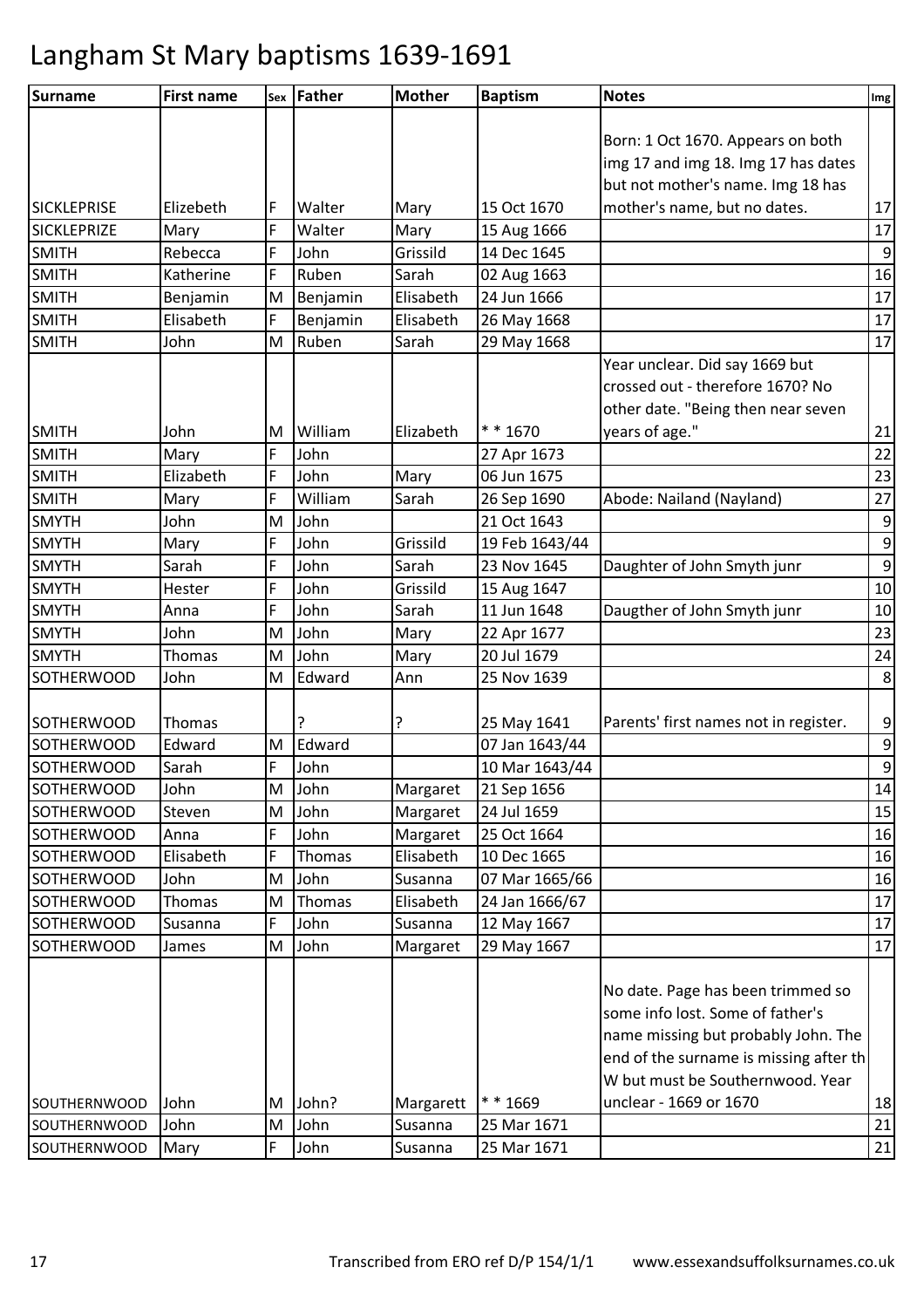# Langham St Mary baptisms 1639-1691

| Surname | First name | Sex | Father | Mother | Baptism | Notes | Img |
|---|---|---|---|---|---|---|---|
| SICKLEPRISE | Elizebeth | F | Walter | Mary | 15 Oct 1670 | Born: 1 Oct 1670. Appears on both img 17 and img 18. Img 17 has dates but not mother's name. Img 18 has mother's name, but no dates. | 17 |
| SICKLEPRIZE | Mary | F | Walter | Mary | 15 Aug 1666 | | 17 |
| SMITH | Rebecca | F | John | Grissild | 14 Dec 1645 | | 9 |
| SMITH | Katherine | F | Ruben | Sarah | 02 Aug 1663 | | 16 |
| SMITH | Benjamin | M | Benjamin | Elisabeth | 24 Jun 1666 | | 17 |
| SMITH | Elisabeth | F | Benjamin | Elisabeth | 26 May 1668 | | 17 |
| SMITH | John | M | Ruben | Sarah | 29 May 1668 | | 17 |
| SMITH | John | M | William | Elizabeth | * * 1670 | Year unclear. Did say 1669 but crossed out - therefore 1670? No other date. "Being then near seven years of age." | 21 |
| SMITH | Mary | F | John | | 27 Apr 1673 | | 22 |
| SMITH | Elizabeth | F | John | Mary | 06 Jun 1675 | | 23 |
| SMITH | Mary | F | William | Sarah | 26 Sep 1690 | Abode: Nailand (Nayland) | 27 |
| SMYTH | John | M | John | | 21 Oct 1643 | | 9 |
| SMYTH | Mary | F | John | Grissild | 19 Feb 1643/44 | | 9 |
| SMYTH | Sarah | F | John | Sarah | 23 Nov 1645 | Daughter of John Smyth junr | 9 |
| SMYTH | Hester | F | John | Grissild | 15 Aug 1647 | | 10 |
| SMYTH | Anna | F | John | Sarah | 11 Jun 1648 | Daugther of John Smyth junr | 10 |
| SMYTH | John | M | John | Mary | 22 Apr 1677 | | 23 |
| SMYTH | Thomas | M | John | Mary | 20 Jul 1679 | | 24 |
| SOTHERWOOD | John | M | Edward | Ann | 25 Nov 1639 | | 8 |
| SOTHERWOOD | Thomas | | ? | ? | 25 May 1641 | Parents' first names not in register. | 9 |
| SOTHERWOOD | Edward | M | Edward | | 07 Jan 1643/44 | | 9 |
| SOTHERWOOD | Sarah | F | John | | 10 Mar 1643/44 | | 9 |
| SOTHERWOOD | John | M | John | Margaret | 21 Sep 1656 | | 14 |
| SOTHERWOOD | Steven | M | John | Margaret | 24 Jul 1659 | | 15 |
| SOTHERWOOD | Anna | F | John | Margaret | 25 Oct 1664 | | 16 |
| SOTHERWOOD | Elisabeth | F | Thomas | Elisabeth | 10 Dec 1665 | | 16 |
| SOTHERWOOD | John | M | John | Susanna | 07 Mar 1665/66 | | 16 |
| SOTHERWOOD | Thomas | M | Thomas | Elisabeth | 24 Jan 1666/67 | | 17 |
| SOTHERWOOD | Susanna | F | John | Susanna | 12 May 1667 | | 17 |
| SOTHERWOOD | James | M | John | Margaret | 29 May 1667 | | 17 |
| SOUTHERNWOOD | John | M | John? | Margarett | * * 1669 | No date. Page has been trimmed so some info lost. Some of father's name missing but probably John. The end of the surname is missing after th W but must be Southernwood. Year unclear - 1669 or 1670 | 18 |
| SOUTHERNWOOD | John | M | John | Susanna | 25 Mar 1671 | | 21 |
| SOUTHERNWOOD | Mary | F | John | Susanna | 25 Mar 1671 | | 21 |

Transcribed from ERO ref D/P 154/1/1 www.essexandsuffolksurnames.co.uk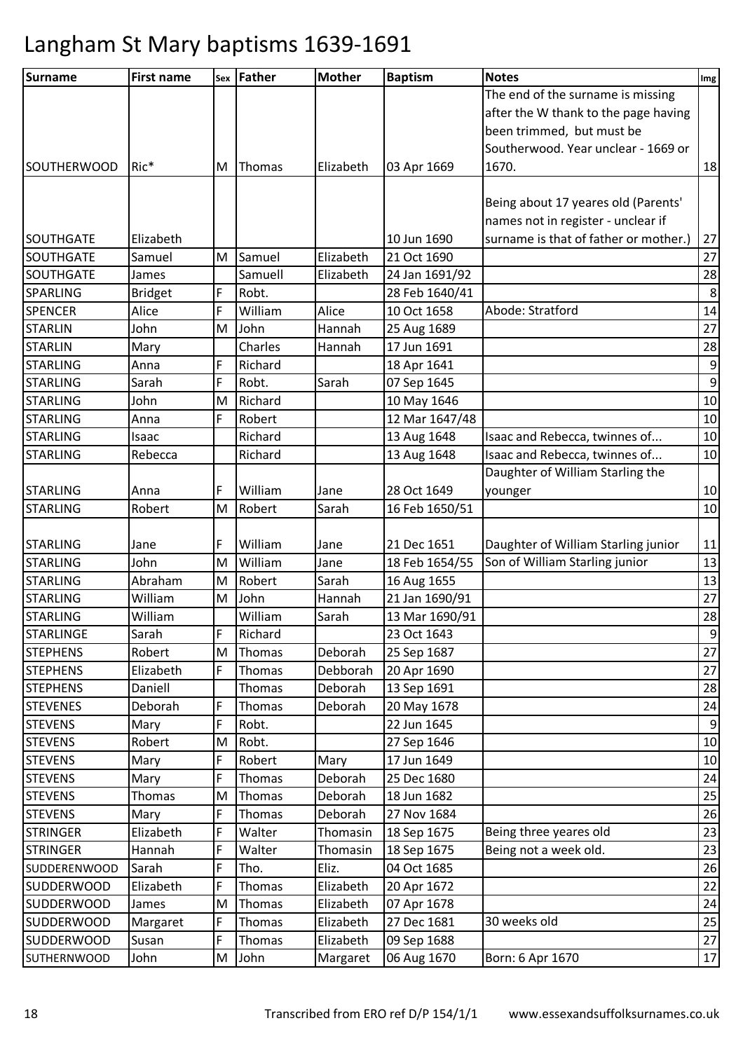# Langham St Mary baptisms 1639-1691

| Surname | First name | Sex | Father | Mother | Baptism | Notes | Img |
|---|---|---|---|---|---|---|---|
| SOUTHERWOOD | Ric* | M | Thomas | Elizabeth | 03 Apr 1669 | The end of the surname is missing after the W thank to the page having been trimmed, but must be Southerwood. Year unclear - 1669 or 1670. | 18 |
| SOUTHGATE | Elizabeth | | | | 10 Jun 1690 | Being about 17 yeares old (Parents' names not in register - unclear if surname is that of father or mother.) | 27 |
| SOUTHGATE | Samuel | M | Samuel | Elizabeth | 21 Oct 1690 | | 27 |
| SOUTHGATE | James | | Samuell | Elizabeth | 24 Jan 1691/92 | | 28 |
| SPARLING | Bridget | F | Robt. | | 28 Feb 1640/41 | | 8 |
| SPENCER | Alice | F | William | Alice | 10 Oct 1658 | Abode: Stratford | 14 |
| STARLIN | John | M | John | Hannah | 25 Aug 1689 | | 27 |
| STARLIN | Mary | | Charles | Hannah | 17 Jun 1691 | | 28 |
| STARLING | Anna | F | Richard | | 18 Apr 1641 | | 9 |
| STARLING | Sarah | F | Robt. | Sarah | 07 Sep 1645 | | 9 |
| STARLING | John | M | Richard | | 10 May 1646 | | 10 |
| STARLING | Anna | F | Robert | | 12 Mar 1647/48 | | 10 |
| STARLING | Isaac | | Richard | | 13 Aug 1648 | Isaac and Rebecca, twinnes of... | 10 |
| STARLING | Rebecca | | Richard | | 13 Aug 1648 | Isaac and Rebecca, twinnes of... | 10 |
| STARLING | Anna | F | William | Jane | 28 Oct 1649 | Daughter of William Starling the younger | 10 |
| STARLING | Robert | M | Robert | Sarah | 16 Feb 1650/51 | | 10 |
| STARLING | Jane | F | William | Jane | 21 Dec 1651 | Daughter of William Starling junior | 11 |
| STARLING | John | M | William | Jane | 18 Feb 1654/55 | Son of William Starling junior | 13 |
| STARLING | Abraham | M | Robert | Sarah | 16 Aug 1655 | | 13 |
| STARLING | William | M | John | Hannah | 21 Jan 1690/91 | | 27 |
| STARLING | William | | William | Sarah | 13 Mar 1690/91 | | 28 |
| STARLINGE | Sarah | F | Richard | | 23 Oct 1643 | | 9 |
| STEPHENS | Robert | M | Thomas | Deborah | 25 Sep 1687 | | 27 |
| STEPHENS | Elizabeth | F | Thomas | Debborah | 20 Apr 1690 | | 27 |
| STEPHENS | Daniell | | Thomas | Deborah | 13 Sep 1691 | | 28 |
| STEVENES | Deborah | F | Thomas | Deborah | 20 May 1678 | | 24 |
| STEVENS | Mary | F | Robt. | | 22 Jun 1645 | | 9 |
| STEVENS | Robert | M | Robt. | | 27 Sep 1646 | | 10 |
| STEVENS | Mary | F | Robert | Mary | 17 Jun 1649 | | 10 |
| STEVENS | Mary | F | Thomas | Deborah | 25 Dec 1680 | | 24 |
| STEVENS | Thomas | M | Thomas | Deborah | 18 Jun 1682 | | 25 |
| STEVENS | Mary | F | Thomas | Deborah | 27 Nov 1684 | | 26 |
| STRINGER | Elizabeth | F | Walter | Thomasin | 18 Sep 1675 | Being three yeares old | 23 |
| STRINGER | Hannah | F | Walter | Thomasin | 18 Sep 1675 | Being not a week old. | 23 |
| SUDDERENWOOD | Sarah | F | Tho. | Eliz. | 04 Oct 1685 | | 26 |
| SUDDERWOOD | Elizabeth | F | Thomas | Elizabeth | 20 Apr 1672 | | 22 |
| SUDDERWOOD | James | M | Thomas | Elizabeth | 07 Apr 1678 | | 24 |
| SUDDERWOOD | Margaret | F | Thomas | Elizabeth | 27 Dec 1681 | 30 weeks old | 25 |
| SUDDERWOOD | Susan | F | Thomas | Elizabeth | 09 Sep 1688 | | 27 |
| SUTHERNWOOD | John | M | John | Margaret | 06 Aug 1670 | Born: 6 Apr 1670 | 17 |

Transcribed from ERO ref D/P 154/1/1 www.essexandsuffolksurnames.co.uk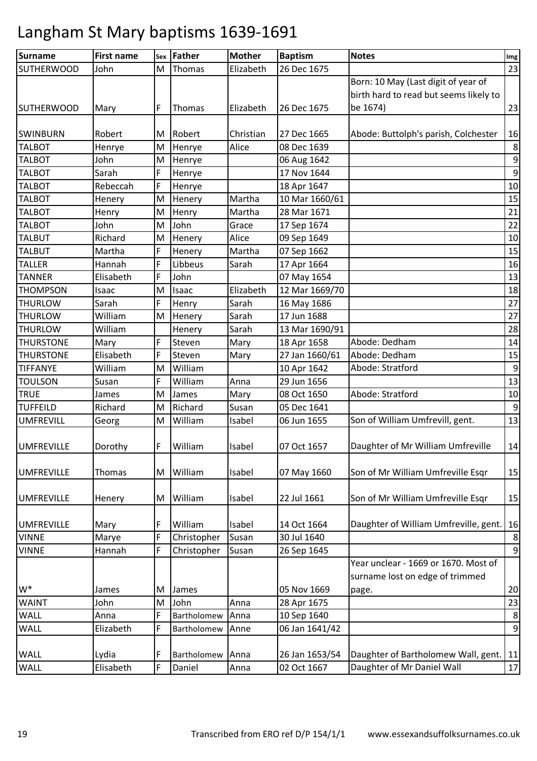# Langham St Mary baptisms 1639-1691

| Surname | First name | Sex | Father | Mother | Baptism | Notes | Img |
|---|---|---|---|---|---|---|---|
| SUTHERWOOD | John | M | Thomas | Elizabeth | 26 Dec 1675 | | 23 |
| SUTHERWOOD | Mary | F | Thomas | Elizabeth | 26 Dec 1675 | Born: 10 May (Last digit of year of birth hard to read but seems likely to be 1674) | 23 |
| SWINBURN | Robert | M | Robert | Christian | 27 Dec 1665 | Abode: Buttolph's parish, Colchester | 16 |
| TALBOT | Henrye | M | Henrye | Alice | 08 Dec 1639 | | 8 |
| TALBOT | John | M | Henrye | | 06 Aug 1642 | | 9 |
| TALBOT | Sarah | F | Henrye | | 17 Nov 1644 | | 9 |
| TALBOT | Rebeccah | F | Henrye | | 18 Apr 1647 | | 10 |
| TALBOT | Henery | M | Henery | Martha | 10 Mar 1660/61 | | 15 |
| TALBOT | Henry | M | Henry | Martha | 28 Mar 1671 | | 21 |
| TALBOT | John | M | John | Grace | 17 Sep 1674 | | 22 |
| TALBUT | Richard | M | Henery | Alice | 09 Sep 1649 | | 10 |
| TALBUT | Martha | F | Henery | Martha | 07 Sep 1662 | | 15 |
| TALLER | Hannah | F | Libbeus | Sarah | 17 Apr 1664 | | 16 |
| TANNER | Elisabeth | F | John | | 07 May 1654 | | 13 |
| THOMPSON | Isaac | M | Isaac | Elizabeth | 12 Mar 1669/70 | | 18 |
| THURLOW | Sarah | F | Henry | Sarah | 16 May 1686 | | 27 |
| THURLOW | William | M | Henery | Sarah | 17 Jun 1688 | | 27 |
| THURLOW | William | | Henery | Sarah | 13 Mar 1690/91 | | 28 |
| THURSTONE | Mary | F | Steven | Mary | 18 Apr 1658 | Abode: Dedham | 14 |
| THURSTONE | Elisabeth | F | Steven | Mary | 27 Jan 1660/61 | Abode: Dedham | 15 |
| TIFFANYE | William | M | William | | 10 Apr 1642 | Abode: Stratford | 9 |
| TOULSON | Susan | F | William | Anna | 29 Jun 1656 | | 13 |
| TRUE | James | M | James | Mary | 08 Oct 1650 | Abode: Stratford | 10 |
| TUFFEILD | Richard | M | Richard | Susan | 05 Dec 1641 | | 9 |
| UMFREVILL | Georg | M | William | Isabel | 06 Jun 1655 | Son of William Umfrevill, gent. | 13 |
| UMFREVILLE | Dorothy | F | William | Isabel | 07 Oct 1657 | Daughter of Mr William Umfreville | 14 |
| UMFREVILLE | Thomas | M | William | Isabel | 07 May 1660 | Son of Mr William Umfreville Esqr | 15 |
| UMFREVILLE | Henery | M | William | Isabel | 22 Jul 1661 | Son of Mr William Umfreville Esqr | 15 |
| UMFREVILLE | Mary | F | William | Isabel | 14 Oct 1664 | Daughter of William Umfreville, gent. | 16 |
| VINNE | Marye | F | Christopher | Susan | 30 Jul 1640 | | 8 |
| VINNE | Hannah | F | Christopher | Susan | 26 Sep 1645 | | 9 |
| W* | James | M | James | | 05 Nov 1669 | Year unclear - 1669 or 1670. Most of surname lost on edge of trimmed page. | 20 |
| WAINT | John | M | John | Anna | 28 Apr 1675 | | 23 |
| WALL | Anna | F | Bartholomew | Anna | 10 Sep 1640 | | 8 |
| WALL | Elizabeth | F | Bartholomew | Anne | 06 Jan 1641/42 | | 9 |
| WALL | Lydia | F | Bartholomew | Anna | 26 Jan 1653/54 | Daughter of Bartholomew Wall, gent. | 11 |
| WALL | Elisabeth | F | Daniel | Anna | 02 Oct 1667 | Daughter of Mr Daniel Wall | 17 |

Transcribed from ERO ref D/P 154/1/1 www.essexandsuffolksurnames.co.uk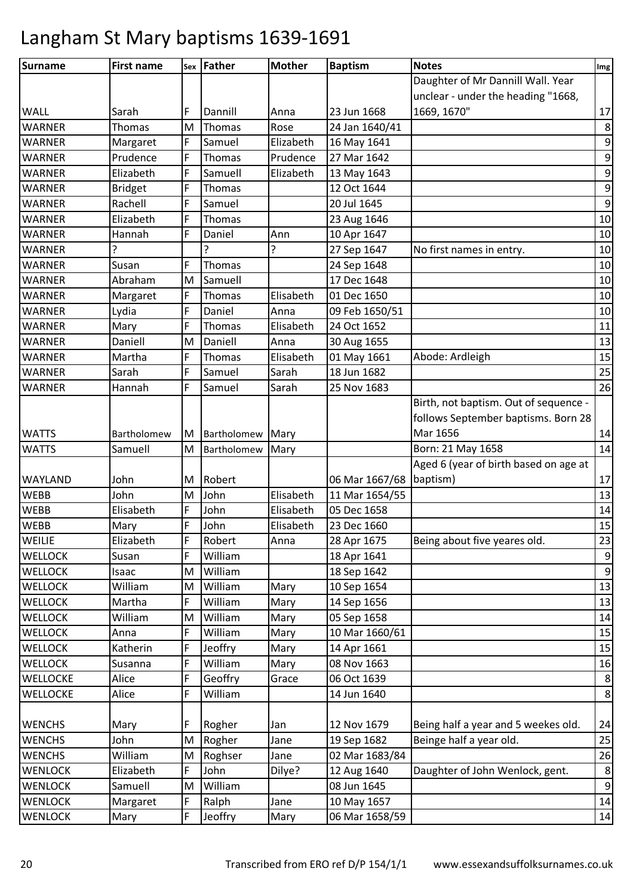# Langham St Mary baptisms 1639-1691

| Surname | First name | Sex | Father | Mother | Baptism | Notes | Img |
|---|---|---|---|---|---|---|---|
| WALL | Sarah | F | Dannill | Anna | 23 Jun 1668 | Daughter of Mr Dannill Wall. Year unclear - under the heading "1668, 1669, 1670" | 17 |
| WARNER | Thomas | M | Thomas | Rose | 24 Jan 1640/41 | | 8 |
| WARNER | Margaret | F | Samuel | Elizabeth | 16 May 1641 | | 9 |
| WARNER | Prudence | F | Thomas | Prudence | 27 Mar 1642 | | 9 |
| WARNER | Elizabeth | F | Samuell | Elizabeth | 13 May 1643 | | 9 |
| WARNER | Bridget | F | Thomas | | 12 Oct 1644 | | 9 |
| WARNER | Rachell | F | Samuel | | 20 Jul 1645 | | 9 |
| WARNER | Elizabeth | F | Thomas | | 23 Aug 1646 | | 10 |
| WARNER | Hannah | F | Daniel | Ann | 10 Apr 1647 | | 10 |
| WARNER | ? | | ? | ? | 27 Sep 1647 | No first names in entry. | 10 |
| WARNER | Susan | F | Thomas | | 24 Sep 1648 | | 10 |
| WARNER | Abraham | M | Samuell | | 17 Dec 1648 | | 10 |
| WARNER | Margaret | F | Thomas | Elisabeth | 01 Dec 1650 | | 10 |
| WARNER | Lydia | F | Daniel | Anna | 09 Feb 1650/51 | | 10 |
| WARNER | Mary | F | Thomas | Elisabeth | 24 Oct 1652 | | 11 |
| WARNER | Daniell | M | Daniell | Anna | 30 Aug 1655 | | 13 |
| WARNER | Martha | F | Thomas | Elisabeth | 01 May 1661 | Abode: Ardleigh | 15 |
| WARNER | Sarah | F | Samuel | Sarah | 18 Jun 1682 | | 25 |
| WARNER | Hannah | F | Samuel | Sarah | 25 Nov 1683 | | 26 |
| WATTS | Bartholomew | M | Bartholomew | Mary | | Birth, not baptism. Out of sequence - follows September baptisms. Born 28 Mar 1656 | 14 |
| WATTS | Samuell | M | Bartholomew | Mary | | Born: 21 May 1658 | 14 |
| WAYLAND | John | M | Robert | | 06 Mar 1667/68 | Aged 6 (year of birth based on age at baptism) | 17 |
| WEBB | John | M | John | Elisabeth | 11 Mar 1654/55 | | 13 |
| WEBB | Elisabeth | F | John | Elisabeth | 05 Dec 1658 | | 14 |
| WEBB | Mary | F | John | Elisabeth | 23 Dec 1660 | | 15 |
| WEILIE | Elizabeth | F | Robert | Anna | 28 Apr 1675 | Being about five yeares old. | 23 |
| WELLOCK | Susan | F | William | | 18 Apr 1641 | | 9 |
| WELLOCK | Isaac | M | William | | 18 Sep 1642 | | 9 |
| WELLOCK | William | M | William | Mary | 10 Sep 1654 | | 13 |
| WELLOCK | Martha | F | William | Mary | 14 Sep 1656 | | 13 |
| WELLOCK | William | M | William | Mary | 05 Sep 1658 | | 14 |
| WELLOCK | Anna | F | William | Mary | 10 Mar 1660/61 | | 15 |
| WELLOCK | Katherin | F | Jeoffry | Mary | 14 Apr 1661 | | 15 |
| WELLOCK | Susanna | F | William | Mary | 08 Nov 1663 | | 16 |
| WELLOCKE | Alice | F | Geoffry | Grace | 06 Oct 1639 | | 8 |
| WELLOCKE | Alice | F | William | | 14 Jun 1640 | | 8 |
| WENCHS | Mary | F | Rogher | Jan | 12 Nov 1679 | Being half a year and 5 weekes old. | 24 |
| WENCHS | John | M | Rogher | Jane | 19 Sep 1682 | Beinge half a year old. | 25 |
| WENCHS | William | M | Roghser | Jane | 02 Mar 1683/84 | | 26 |
| WENLOCK | Elizabeth | F | John | Dilye? | 12 Aug 1640 | Daughter of John Wenlock, gent. | 8 |
| WENLOCK | Samuell | M | William | | 08 Jun 1645 | | 9 |
| WENLOCK | Margaret | F | Ralph | Jane | 10 May 1657 | | 14 |
| WENLOCK | Mary | F | Jeoffry | Mary | 06 Mar 1658/59 | | 14 |

Transcribed from ERO ref D/P 154/1/1 www.essexandsuffolksurnames.co.uk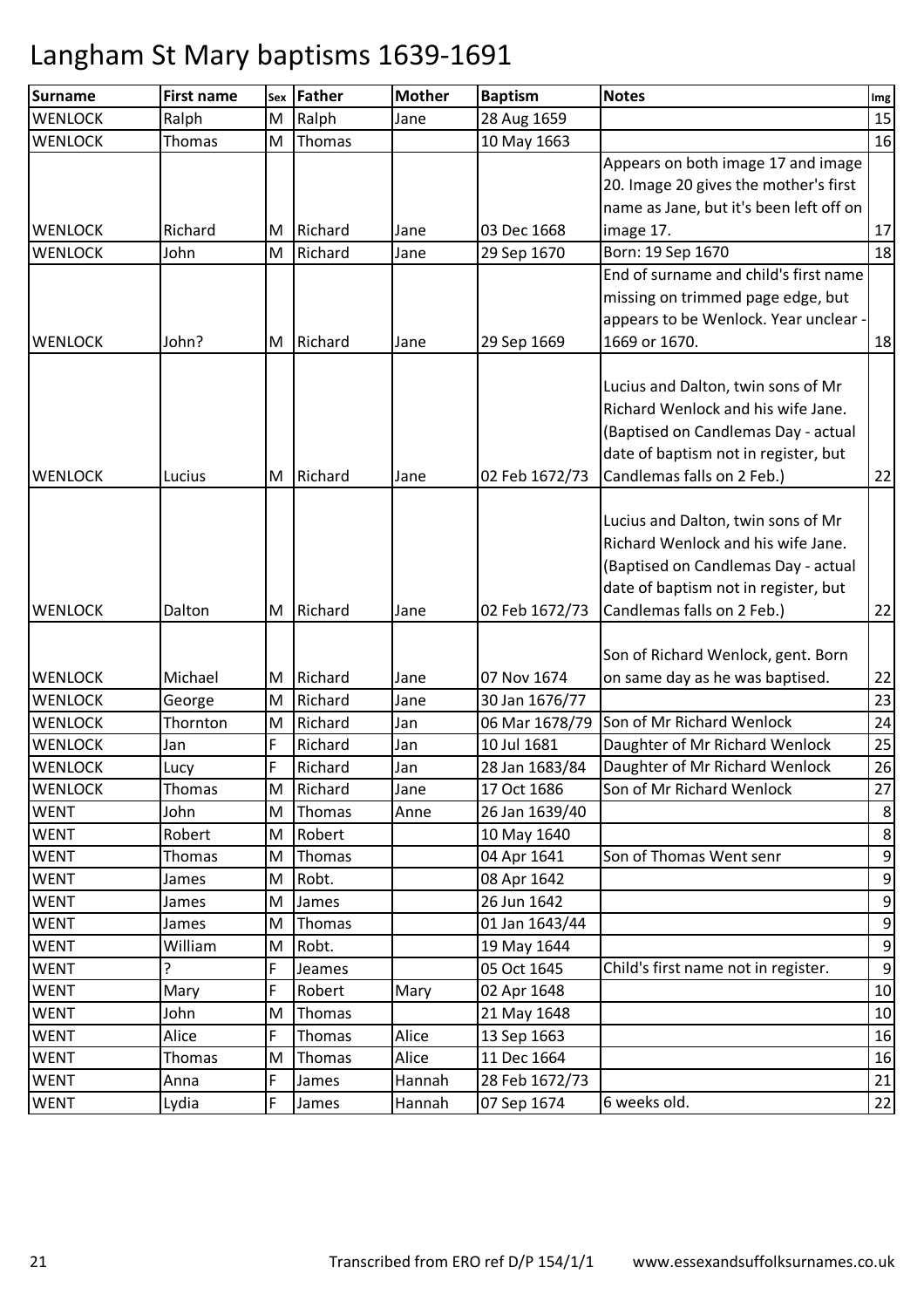# Langham St Mary baptisms 1639-1691

| Surname | First name | Sex | Father | Mother | Baptism | Notes | Img |
|---|---|---|---|---|---|---|---|
| WENLOCK | Ralph | M | Ralph | Jane | 28 Aug 1659 | | 15 |
| WENLOCK | Thomas | M | Thomas | | 10 May 1663 | | 16 |
| WENLOCK | Richard | M | Richard | Jane | 03 Dec 1668 | Appears on both image 17 and image 20. Image 20 gives the mother's first name as Jane, but it's been left off on image 17. | 17 |
| WENLOCK | John | M | Richard | Jane | 29 Sep 1670 | Born: 19 Sep 1670 | 18 |
| WENLOCK | John? | M | Richard | Jane | 29 Sep 1669 | End of surname and child's first name missing on trimmed page edge, but appears to be Wenlock. Year unclear - 1669 or 1670. | 18 |
| WENLOCK | Lucius | M | Richard | Jane | 02 Feb 1672/73 | Lucius and Dalton, twin sons of Mr Richard Wenlock and his wife Jane. (Baptised on Candlemas Day - actual date of baptism not in register, but Candlemas falls on 2 Feb.) | 22 |
| WENLOCK | Dalton | M | Richard | Jane | 02 Feb 1672/73 | Lucius and Dalton, twin sons of Mr Richard Wenlock and his wife Jane. (Baptised on Candlemas Day - actual date of baptism not in register, but Candlemas falls on 2 Feb.) | 22 |
| WENLOCK | Michael | M | Richard | Jane | 07 Nov 1674 | Son of Richard Wenlock, gent. Born on same day as he was baptised. | 22 |
| WENLOCK | George | M | Richard | Jane | 30 Jan 1676/77 | | 23 |
| WENLOCK | Thornton | M | Richard | Jan | 06 Mar 1678/79 | Son of Mr Richard Wenlock | 24 |
| WENLOCK | Jan | F | Richard | Jan | 10 Jul 1681 | Daughter of Mr Richard Wenlock | 25 |
| WENLOCK | Lucy | F | Richard | Jan | 28 Jan 1683/84 | Daughter of Mr Richard Wenlock | 26 |
| WENLOCK | Thomas | M | Richard | Jane | 17 Oct 1686 | Son of Mr Richard Wenlock | 27 |
| WENT | John | M | Thomas | Anne | 26 Jan 1639/40 | | 8 |
| WENT | Robert | M | Robert | | 10 May 1640 | | 8 |
| WENT | Thomas | M | Thomas | | 04 Apr 1641 | Son of Thomas Went senr | 9 |
| WENT | James | M | Robt. | | 08 Apr 1642 | | 9 |
| WENT | James | M | James | | 26 Jun 1642 | | 9 |
| WENT | James | M | Thomas | | 01 Jan 1643/44 | | 9 |
| WENT | William | M | Robt. | | 19 May 1644 | | 9 |
| WENT | ? | F | Jeames | | 05 Oct 1645 | Child's first name not in register. | 9 |
| WENT | Mary | F | Robert | Mary | 02 Apr 1648 | | 10 |
| WENT | John | M | Thomas | | 21 May 1648 | | 10 |
| WENT | Alice | F | Thomas | Alice | 13 Sep 1663 | | 16 |
| WENT | Thomas | M | Thomas | Alice | 11 Dec 1664 | | 16 |
| WENT | Anna | F | James | Hannah | 28 Feb 1672/73 | | 21 |
| WENT | Lydia | F | James | Hannah | 07 Sep 1674 | 6 weeks old. | 22 |

Transcribed from ERO ref D/P 154/1/1 www.essexandsuffolksurnames.co.uk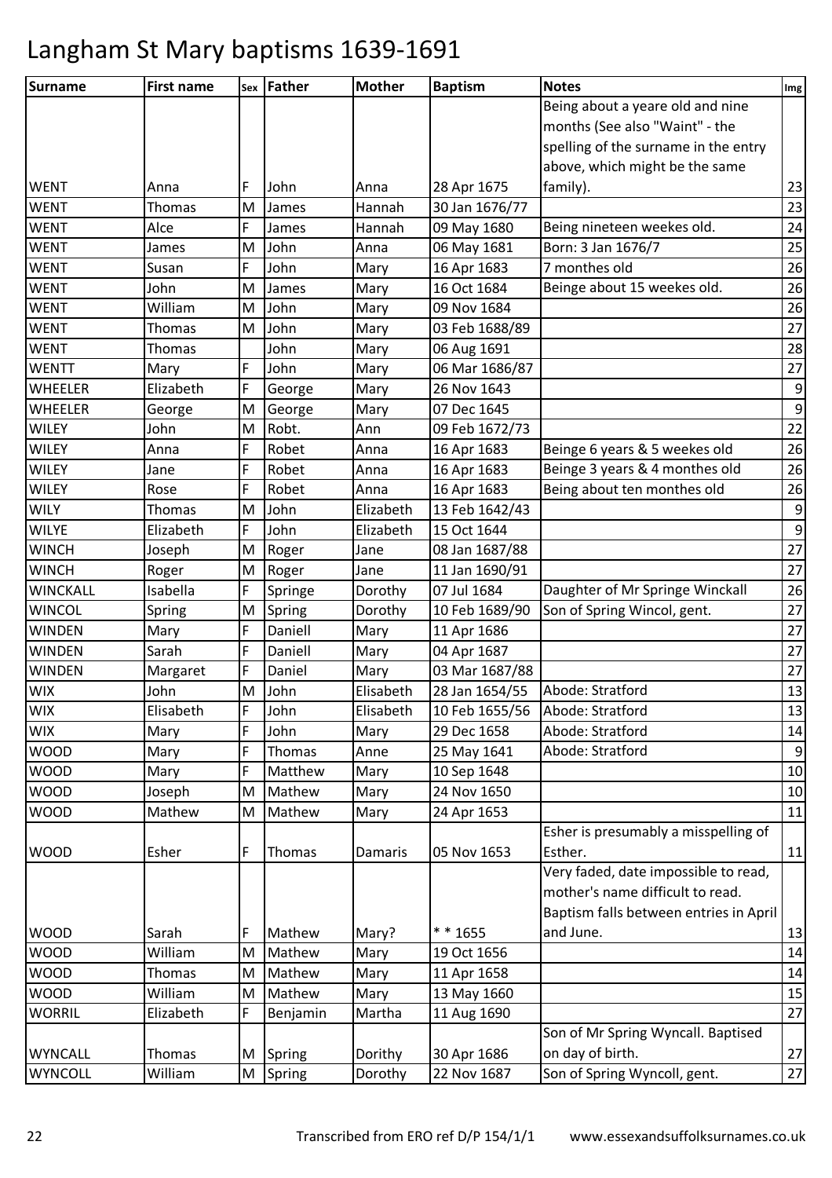# Langham St Mary baptisms 1639-1691

| Surname | First name | Sex | Father | Mother | Baptism | Notes | Img |
|---|---|---|---|---|---|---|---|
| WENT | Anna | F | John | Anna | 28 Apr 1675 | Being about a yeare old and nine months (See also "Waint" - the spelling of the surname in the entry above, which might be the same family). | 23 |
| WENT | Thomas | M | James | Hannah | 30 Jan 1676/77 | | 23 |
| WENT | Alce | F | James | Hannah | 09 May 1680 | Being nineteen weekes old. | 24 |
| WENT | James | M | John | Anna | 06 May 1681 | Born: 3 Jan 1676/7 | 25 |
| WENT | Susan | F | John | Mary | 16 Apr 1683 | 7 monthes old | 26 |
| WENT | John | M | James | Mary | 16 Oct 1684 | Beinge about 15 weekes old. | 26 |
| WENT | William | M | John | Mary | 09 Nov 1684 | | 26 |
| WENT | Thomas | M | John | Mary | 03 Feb 1688/89 | | 27 |
| WENT | Thomas | | John | Mary | 06 Aug 1691 | | 28 |
| WENTT | Mary | F | John | Mary | 06 Mar 1686/87 | | 27 |
| WHEELER | Elizabeth | F | George | Mary | 26 Nov 1643 | | 9 |
| WHEELER | George | M | George | Mary | 07 Dec 1645 | | 9 |
| WILEY | John | M | Robt. | Ann | 09 Feb 1672/73 | | 22 |
| WILEY | Anna | F | Robet | Anna | 16 Apr 1683 | Beinge 6 years & 5 weekes old | 26 |
| WILEY | Jane | F | Robet | Anna | 16 Apr 1683 | Beinge 3 years & 4 monthes old | 26 |
| WILEY | Rose | F | Robet | Anna | 16 Apr 1683 | Being about ten monthes old | 26 |
| WILY | Thomas | M | John | Elizabeth | 13 Feb 1642/43 | | 9 |
| WILYE | Elizabeth | F | John | Elizabeth | 15 Oct 1644 | | 9 |
| WINCH | Joseph | M | Roger | Jane | 08 Jan 1687/88 | | 27 |
| WINCH | Roger | M | Roger | Jane | 11 Jan 1690/91 | | 27 |
| WINCKALL | Isabella | F | Springe | Dorothy | 07 Jul 1684 | Daughter of Mr Springe Winckall | 26 |
| WINCOL | Spring | M | Spring | Dorothy | 10 Feb 1689/90 | Son of Spring Wincol, gent. | 27 |
| WINDEN | Mary | F | Daniell | Mary | 11 Apr 1686 | | 27 |
| WINDEN | Sarah | F | Daniell | Mary | 04 Apr 1687 | | 27 |
| WINDEN | Margaret | F | Daniel | Mary | 03 Mar 1687/88 | | 27 |
| WIX | John | M | John | Elisabeth | 28 Jan 1654/55 | Abode: Stratford | 13 |
| WIX | Elisabeth | F | John | Elisabeth | 10 Feb 1655/56 | Abode: Stratford | 13 |
| WIX | Mary | F | John | Mary | 29 Dec 1658 | Abode: Stratford | 14 |
| WOOD | Mary | F | Thomas | Anne | 25 May 1641 | Abode: Stratford | 9 |
| WOOD | Mary | F | Matthew | Mary | 10 Sep 1648 | | 10 |
| WOOD | Joseph | M | Mathew | Mary | 24 Nov 1650 | | 10 |
| WOOD | Mathew | M | Mathew | Mary | 24 Apr 1653 | | 11 |
| WOOD | Esher | F | Thomas | Damaris | 05 Nov 1653 | Esher is presumably a misspelling of Esther. | 11 |
| WOOD | Sarah | F | Mathew | Mary? | * * 1655 | Very faded, date impossible to read, mother's name difficult to read. Baptism falls between entries in April and June. | 13 |
| WOOD | William | M | Mathew | Mary | 19 Oct 1656 | | 14 |
| WOOD | Thomas | M | Mathew | Mary | 11 Apr 1658 | | 14 |
| WOOD | William | M | Mathew | Mary | 13 May 1660 | | 15 |
| WORRIL | Elizabeth | F | Benjamin | Martha | 11 Aug 1690 | | 27 |
| WYNCALL | Thomas | M | Spring | Dorithy | 30 Apr 1686 | Son of Mr Spring Wyncall. Baptised on day of birth. | 27 |
| WYNCOLL | William | M | Spring | Dorothy | 22 Nov 1687 | Son of Spring Wyncoll, gent. | 27 |

Transcribed from ERO ref D/P 154/1/1 www.essexandsuffolksurnames.co.uk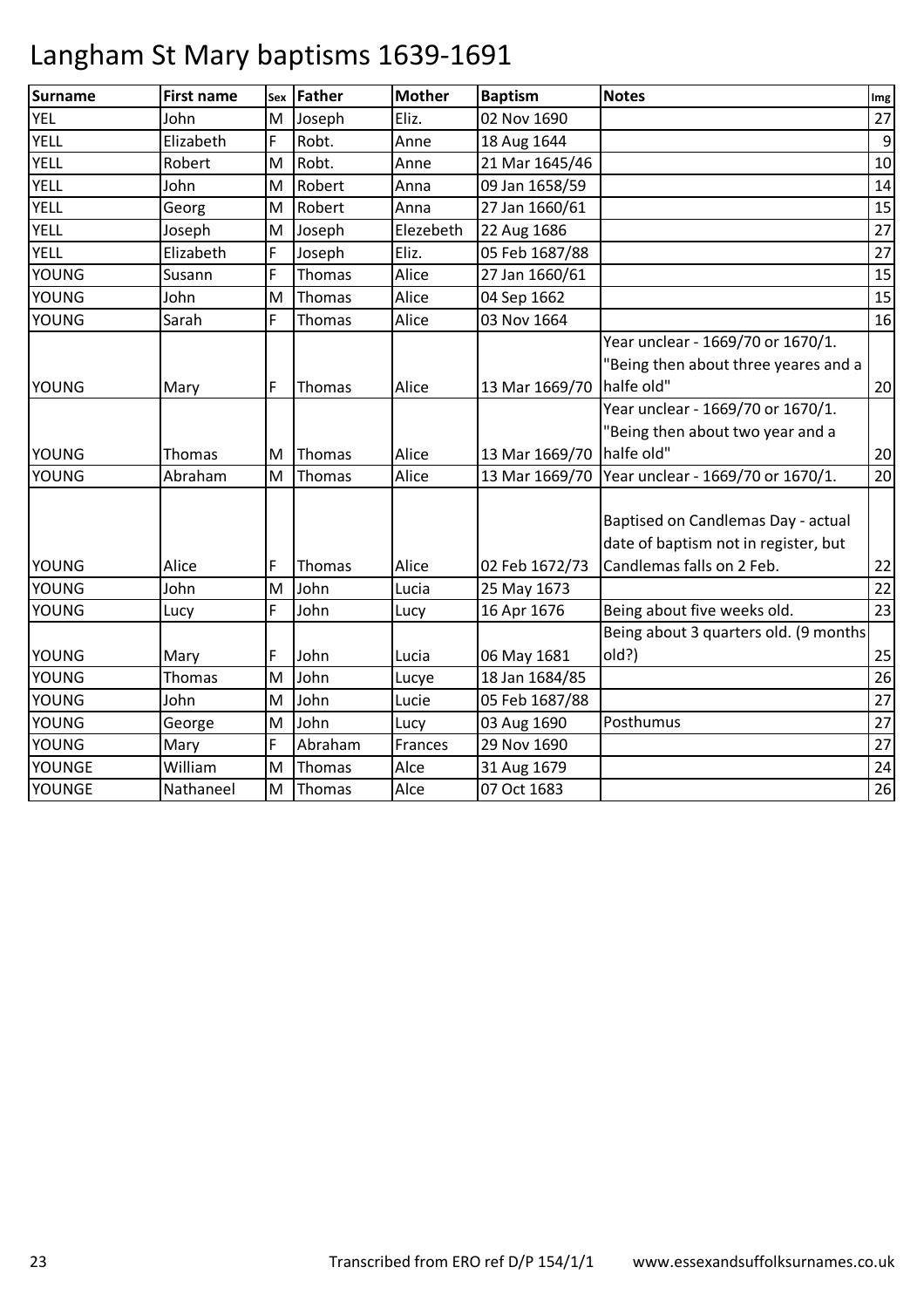# Langham St Mary baptisms 1639-1691

| Surname | First name | Sex | Father | Mother | Baptism | Notes | Img |
|---|---|---|---|---|---|---|---|
| YEL | John | M | Joseph | Eliz. | 02 Nov 1690 | | 27 |
| YELL | Elizabeth | F | Robt. | Anne | 18 Aug 1644 | | 9 |
| YELL | Robert | M | Robt. | Anne | 21 Mar 1645/46 | | 10 |
| YELL | John | M | Robert | Anna | 09 Jan 1658/59 | | 14 |
| YELL | Georg | M | Robert | Anna | 27 Jan 1660/61 | | 15 |
| YELL | Joseph | M | Joseph | Elezebeth | 22 Aug 1686 | | 27 |
| YELL | Elizabeth | F | Joseph | Eliz. | 05 Feb 1687/88 | | 27 |
| YOUNG | Susann | F | Thomas | Alice | 27 Jan 1660/61 | | 15 |
| YOUNG | John | M | Thomas | Alice | 04 Sep 1662 | | 15 |
| YOUNG | Sarah | F | Thomas | Alice | 03 Nov 1664 | | 16 |
| YOUNG | Mary | F | Thomas | Alice | 13 Mar 1669/70 | Year unclear - 1669/70 or 1670/1. "Being then about three yeares and a halfe old" | 20 |
| YOUNG | Thomas | M | Thomas | Alice | 13 Mar 1669/70 | Year unclear - 1669/70 or 1670/1. "Being then about two year and a halfe old" | 20 |
| YOUNG | Abraham | M | Thomas | Alice | 13 Mar 1669/70 | Year unclear - 1669/70 or 1670/1. | 20 |
| YOUNG | Alice | F | Thomas | Alice | 02 Feb 1672/73 | Baptised on Candlemas Day - actual date of baptism not in register, but Candlemas falls on 2 Feb. | 22 |
| YOUNG | John | M | John | Lucia | 25 May 1673 | | 22 |
| YOUNG | Lucy | F | John | Lucy | 16 Apr 1676 | Being about five weeks old. | 23 |
| YOUNG | Mary | F | John | Lucia | 06 May 1681 | Being about 3 quarters old. (9 months old?) | 25 |
| YOUNG | Thomas | M | John | Lucye | 18 Jan 1684/85 | | 26 |
| YOUNG | John | M | John | Lucie | 05 Feb 1687/88 | | 27 |
| YOUNG | George | M | John | Lucy | 03 Aug 1690 | Posthumus | 27 |
| YOUNG | Mary | F | Abraham | Frances | 29 Nov 1690 | | 27 |
| YOUNGE | William | M | Thomas | Alce | 31 Aug 1679 | | 24 |
| YOUNGE | Nathaneel | M | Thomas | Alce | 07 Oct 1683 | | 26 |

Transcribed from ERO ref D/P 154/1/1 www.essexandsuffolksurnames.co.uk